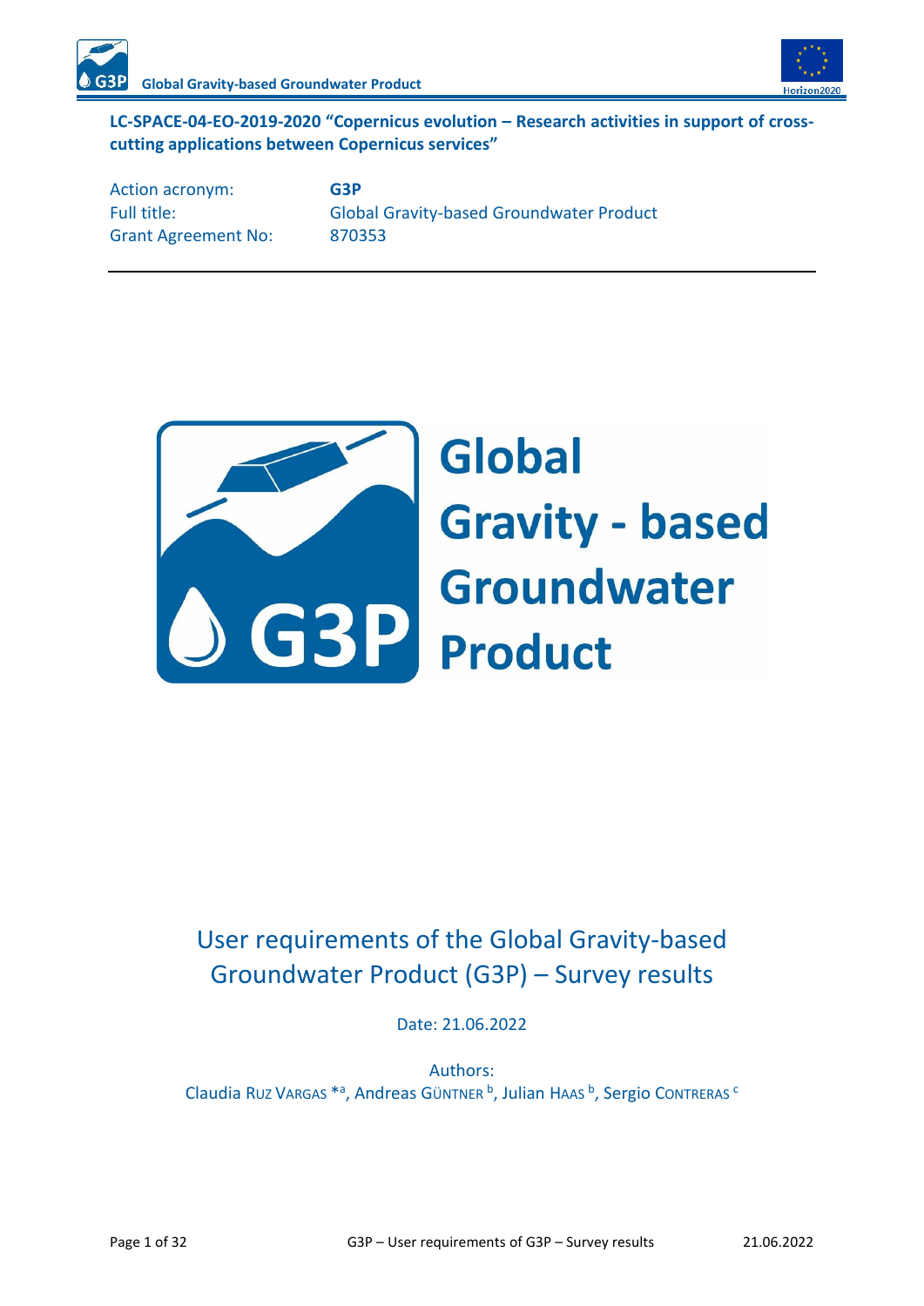**LC-SPACE-04-EO-2019-2020 "Copernicus evolution – Research activities in support of cross-cutting applications between Copernicus services"**

| | |
|---|---|
| Action acronym: | **G3P** |
| Full title: | Global Gravity-based Groundwater Product |
| Grant Agreement No: | 870353 |

# Global Gravity - based Groundwater Product

## User requirements of the Global Gravity-based Groundwater Product (G3P) – Survey results

Date: 21.06.2022

Authors:
Claudia Ruz Vargas *[a], Andreas Güntner [b], Julian Haas [b], Sergio Contreras [c]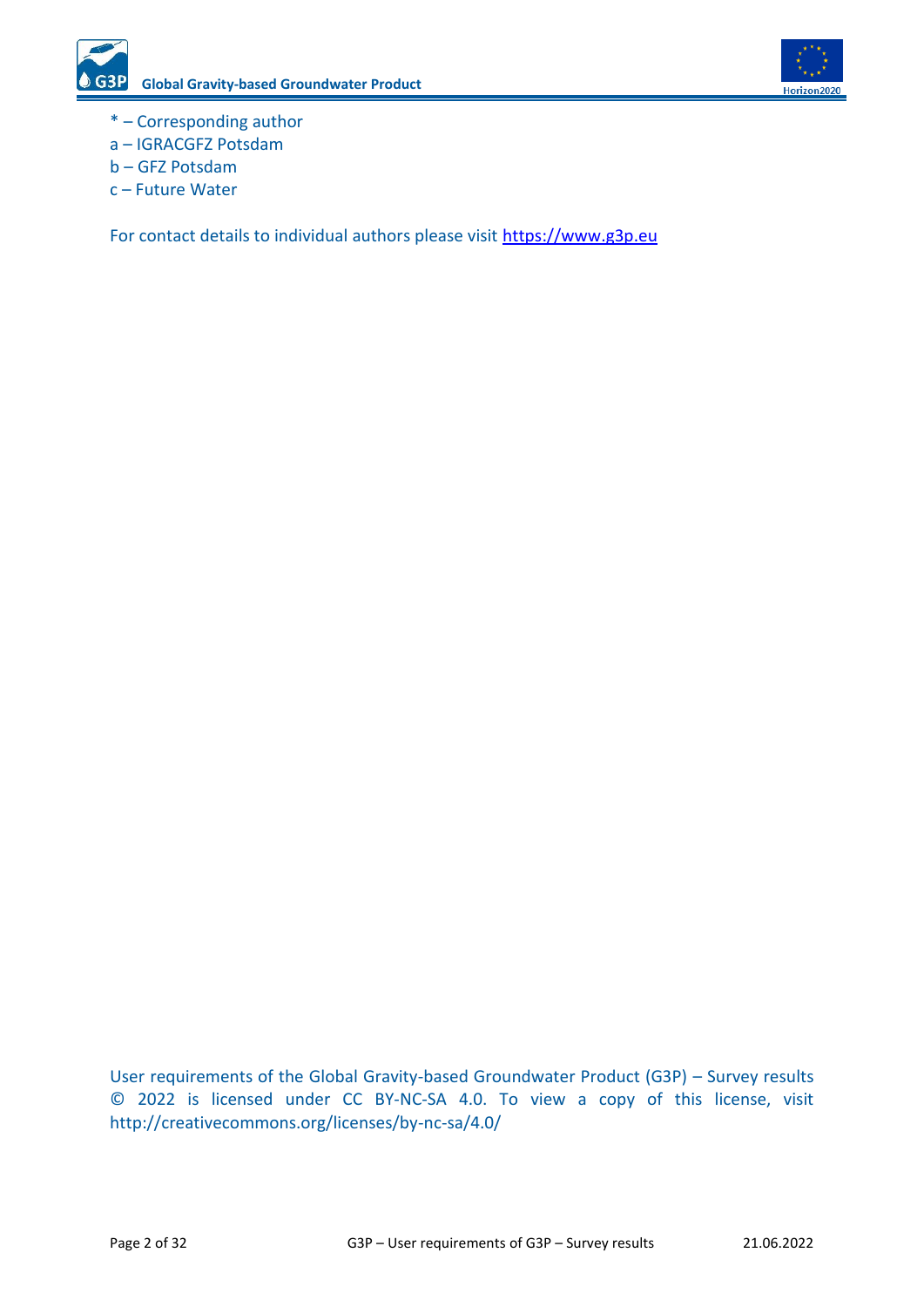* – Corresponding author

a – IGRACGFZ Potsdam

b – GFZ Potsdam

c – Future Water

For contact details to individual authors please visit [https://www.g3p.eu](https://www.g3p.eu)

User requirements of the Global Gravity-based Groundwater Product (G3P) – Survey results © 2022 is licensed under CC BY-NC-SA 4.0. To view a copy of this license, visit http://creativecommons.org/licenses/by-nc-sa/4.0/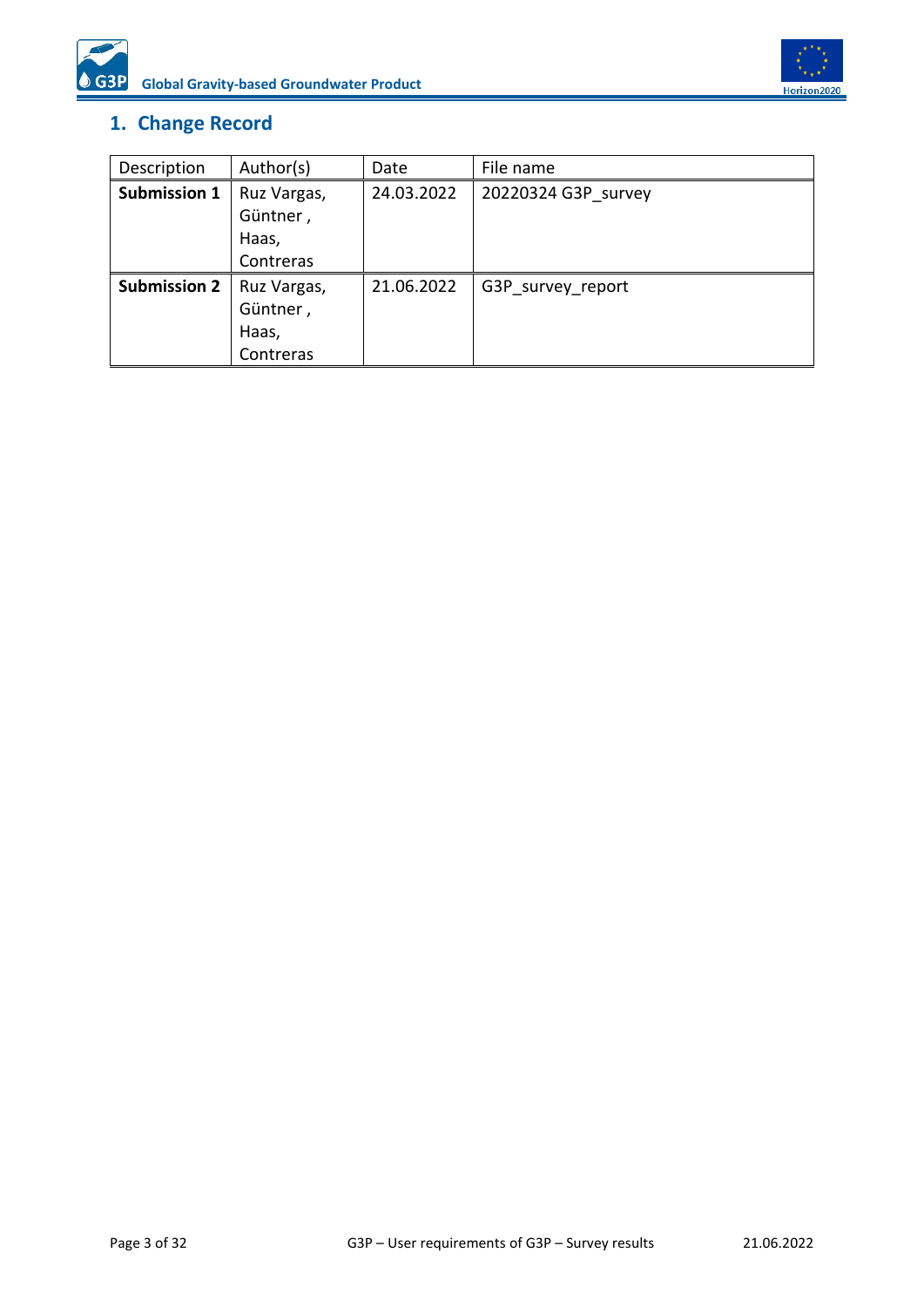# 1. Change Record

| Description | Author(s) | Date | File name |
|---|---|---|---|
| **Submission 1** | Ruz Vargas, Güntner , Haas, Contreras | 24.03.2022 | 20220324 G3P_survey |
| **Submission 2** | Ruz Vargas, Güntner , Haas, Contreras | 21.06.2022 | G3P_survey_report |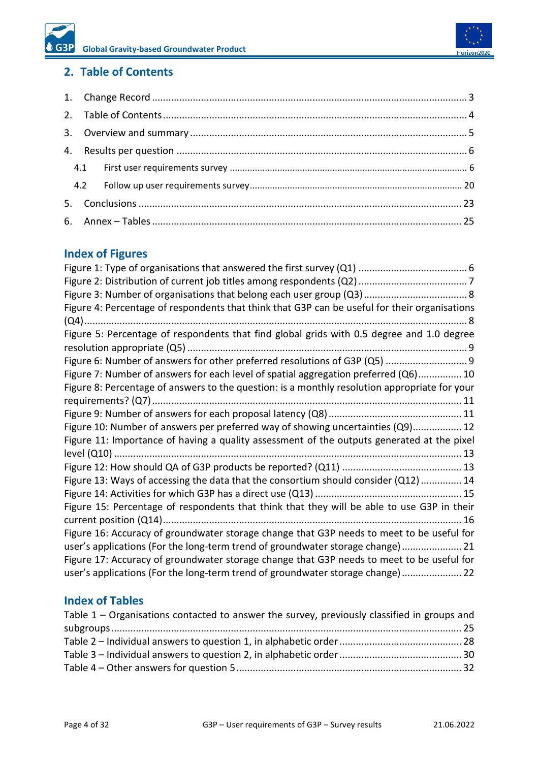## 2. Table of Contents

1. Change Record ... 3
2. Table of Contents ... 4
3. Overview and summary ... 5
4. Results per question ... 6
   - 4.1 First user requirements survey ... 6
   - 4.2 Follow up user requirements survey ... 20
5. Conclusions ... 23
6. Annex – Tables ... 25

## Index of Figures

Figure 1: Type of organisations that answered the first survey (Q1) ... 6

Figure 2: Distribution of current job titles among respondents (Q2) ... 7

Figure 3: Number of organisations that belong each user group (Q3) ... 8

Figure 4: Percentage of respondents that think that G3P can be useful for their organisations (Q4) ... 8

Figure 5: Percentage of respondents that find global grids with 0.5 degree and 1.0 degree resolution appropriate (Q5) ... 9

Figure 6: Number of answers for other preferred resolutions of G3P (Q5) ... 9

Figure 7: Number of answers for each level of spatial aggregation preferred (Q6) ... 10

Figure 8: Percentage of answers to the question: is a monthly resolution appropriate for your requirements? (Q7) ... 11

Figure 9: Number of answers for each proposal latency (Q8) ... 11

Figure 10: Number of answers per preferred way of showing uncertainties (Q9) ... 12

Figure 11: Importance of having a quality assessment of the outputs generated at the pixel level (Q10) ... 13

Figure 12: How should QA of G3P products be reported? (Q11) ... 13

Figure 13: Ways of accessing the data that the consortium should consider (Q12) ... 14

Figure 14: Activities for which G3P has a direct use (Q13) ... 15

Figure 15: Percentage of respondents that think that they will be able to use G3P in their current position (Q14) ... 16

Figure 16: Accuracy of groundwater storage change that G3P needs to meet to be useful for user's applications (For the long-term trend of groundwater storage change) ... 21

Figure 17: Accuracy of groundwater storage change that G3P needs to meet to be useful for user's applications (For the long-term trend of groundwater storage change) ... 22

## Index of Tables

Table 1 – Organisations contacted to answer the survey, previously classified in groups and subgroups ... 25

Table 2 – Individual answers to question 1, in alphabetic order ... 28

Table 3 – Individual answers to question 2, in alphabetic order ... 30

Table 4 – Other answers for question 5 ... 32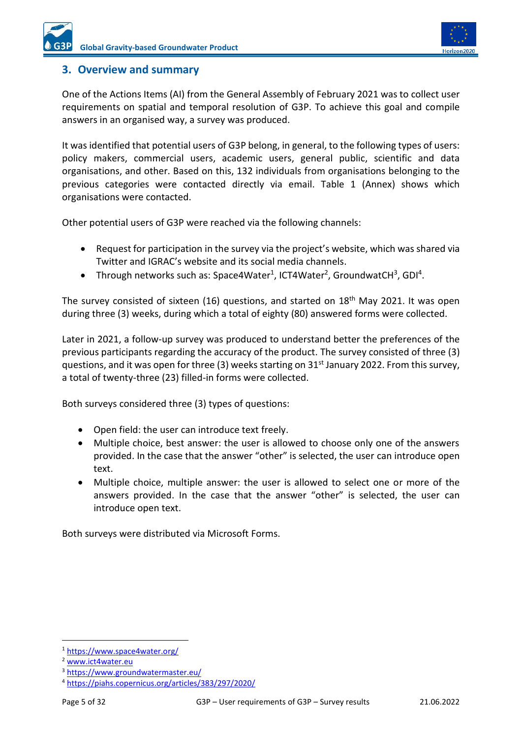## 3. Overview and summary

One of the Actions Items (AI) from the General Assembly of February 2021 was to collect user requirements on spatial and temporal resolution of G3P. To achieve this goal and compile answers in an organised way, a survey was produced.

It was identified that potential users of G3P belong, in general, to the following types of users: policy makers, commercial users, academic users, general public, scientific and data organisations, and other. Based on this, 132 individuals from organisations belonging to the previous categories were contacted directly via email. Table 1 (Annex) shows which organisations were contacted.

Other potential users of G3P were reached via the following channels:

- Request for participation in the survey via the project's website, which was shared via Twitter and IGRAC's website and its social media channels.
- Through networks such as: Space4Water[1], ICT4Water[2], GroundwatCH[3], GDI[4].

The survey consisted of sixteen (16) questions, and started on 18th May 2021. It was open during three (3) weeks, during which a total of eighty (80) answered forms were collected.

Later in 2021, a follow-up survey was produced to understand better the preferences of the previous participants regarding the accuracy of the product. The survey consisted of three (3) questions, and it was open for three (3) weeks starting on 31st January 2022. From this survey, a total of twenty-three (23) filled-in forms were collected.

Both surveys considered three (3) types of questions:

- Open field: the user can introduce text freely.
- Multiple choice, best answer: the user is allowed to choose only one of the answers provided. In the case that the answer "other" is selected, the user can introduce open text.
- Multiple choice, multiple answer: the user is allowed to select one or more of the answers provided. In the case that the answer "other" is selected, the user can introduce open text.

Both surveys were distributed via Microsoft Forms.

---

[1] https://www.space4water.org/

[2] www.ict4water.eu

[3] https://www.groundwatermaster.eu/

[4] https://piahs.copernicus.org/articles/383/297/2020/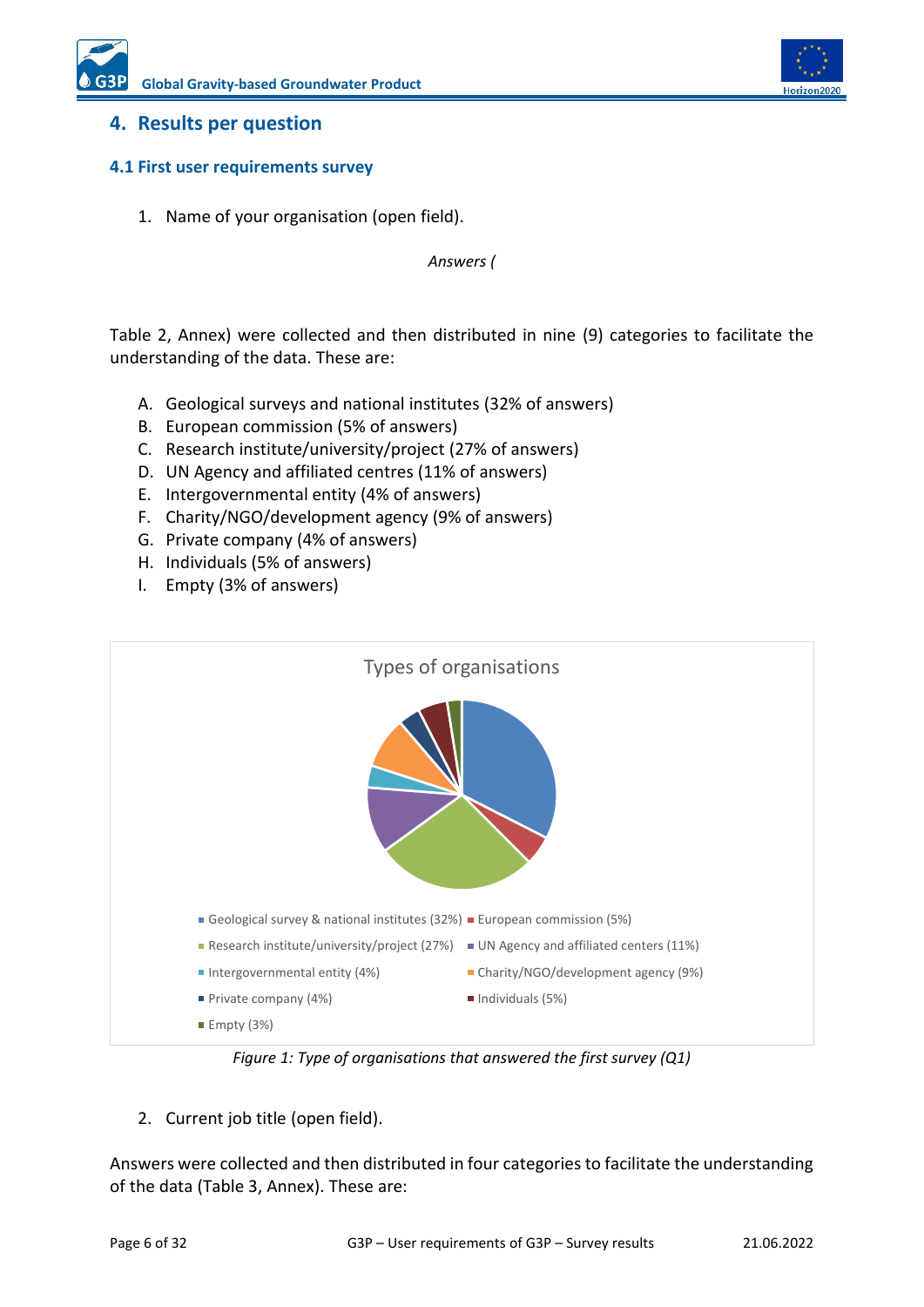## 4. Results per question

### 4.1 First user requirements survey

1. Name of your organisation (open field).

*Answers (*

Table 2, Annex) were collected and then distributed in nine (9) categories to facilitate the understanding of the data. These are:

A. Geological surveys and national institutes (32% of answers)
B. European commission (5% of answers)
C. Research institute/university/project (27% of answers)
D. UN Agency and affiliated centres (11% of answers)
E. Intergovernmental entity (4% of answers)
F. Charity/NGO/development agency (9% of answers)
G. Private company (4% of answers)
H. Individuals (5% of answers)
I. Empty (3% of answers)

Types of organisations

- Geological survey & national institutes (32%)
- European commission (5%)
- Research institute/university/project (27%)
- UN Agency and affiliated centers (11%)
- Intergovernmental entity (4%)
- Charity/NGO/development agency (9%)
- Private company (4%)
- Individuals (5%)
- Empty (3%)

*Figure 1: Type of organisations that answered the first survey (Q1)*

2. Current job title (open field).

Answers were collected and then distributed in four categories to facilitate the understanding of the data (Table 3, Annex). These are: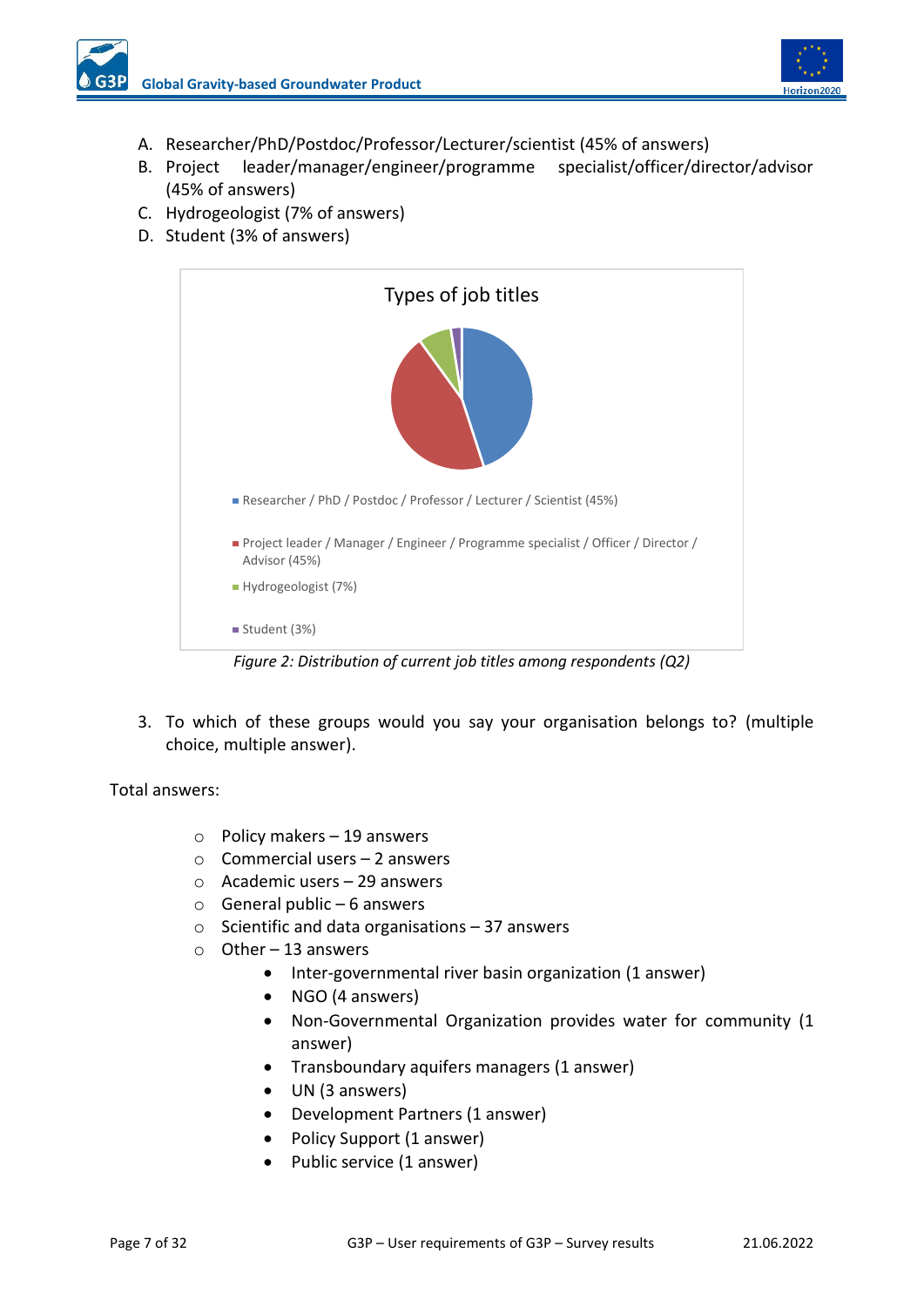A. Researcher/PhD/Postdoc/Professor/Lecturer/scientist (45% of answers)
B. Project leader/manager/engineer/programme specialist/officer/director/advisor (45% of answers)
C. Hydrogeologist (7% of answers)
D. Student (3% of answers)

Types of job titles

- Researcher / PhD / Postdoc / Professor / Lecturer / Scientist (45%)
- Project leader / Manager / Engineer / Programme specialist / Officer / Director / Advisor (45%)
- Hydrogeologist (7%)
- Student (3%)

*Figure 2: Distribution of current job titles among respondents (Q2)*

3. To which of these groups would you say your organisation belongs to? (multiple choice, multiple answer).

Total answers:

- Policy makers – 19 answers
- Commercial users – 2 answers
- Academic users – 29 answers
- General public – 6 answers
- Scientific and data organisations – 37 answers
- Other – 13 answers
  - Inter-governmental river basin organization (1 answer)
  - NGO (4 answers)
  - Non-Governmental Organization provides water for community (1 answer)
  - Transboundary aquifers managers (1 answer)
  - UN (3 answers)
  - Development Partners (1 answer)
  - Policy Support (1 answer)
  - Public service (1 answer)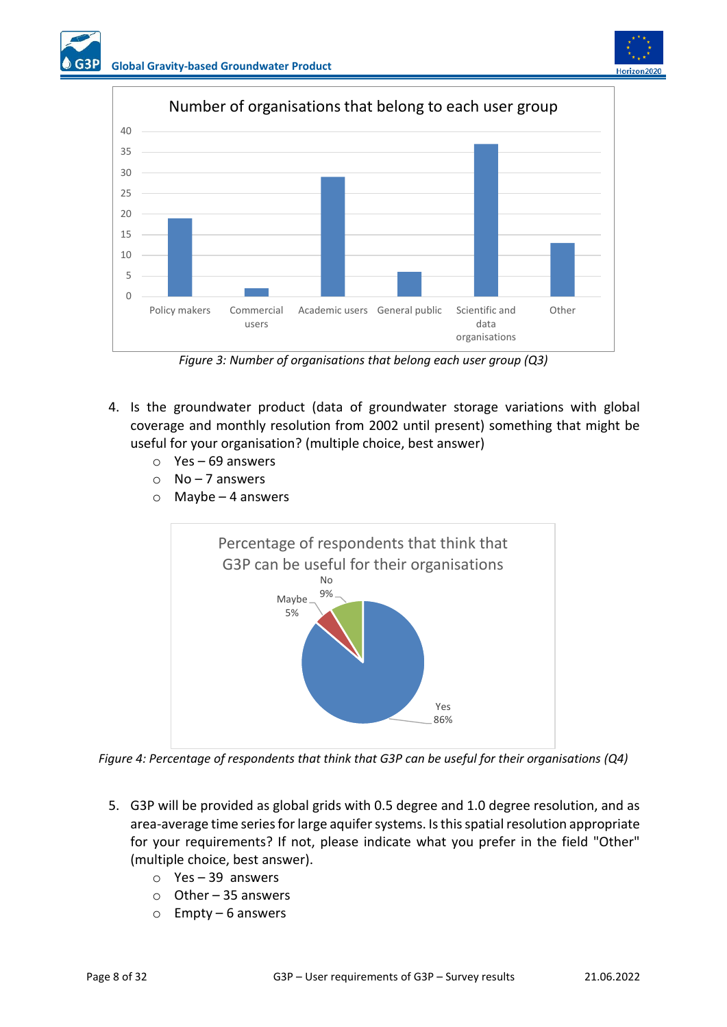Figure 3: Number of organisations that belong each user group (Q3)

4. Is the groundwater product (data of groundwater storage variations with global coverage and monthly resolution from 2002 until present) something that might be useful for your organisation? (multiple choice, best answer)
    - Yes – 69 answers
    - No – 7 answers
    - Maybe – 4 answers

Figure 4: Percentage of respondents that think that G3P can be useful for their organisations (Q4)

5. G3P will be provided as global grids with 0.5 degree and 1.0 degree resolution, and as area-average time series for large aquifer systems. Is this spatial resolution appropriate for your requirements? If not, please indicate what you prefer in the field "Other" (multiple choice, best answer).
    - Yes – 39 answers
    - Other – 35 answers
    - Empty – 6 answers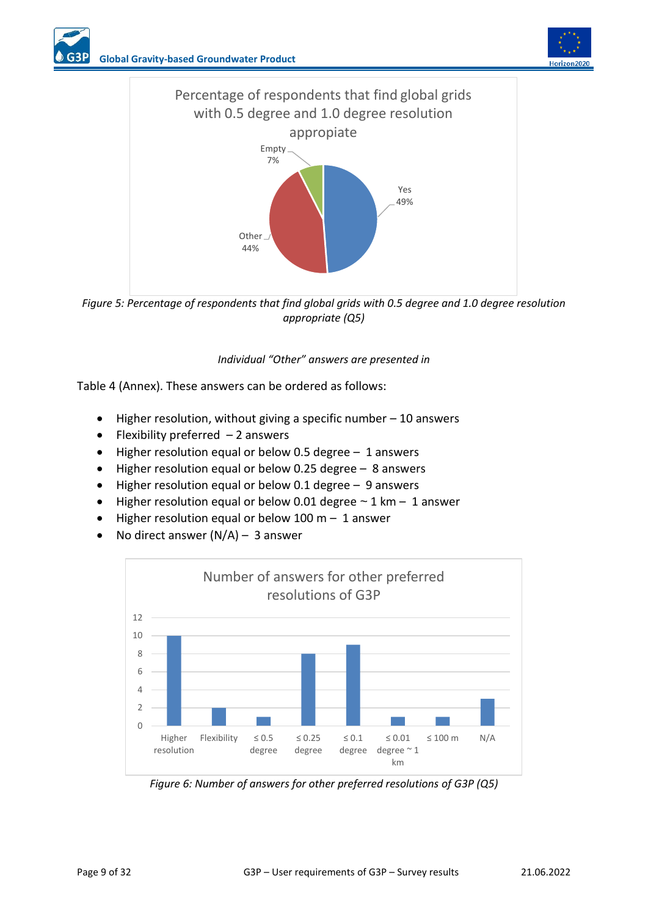*Figure 5: Percentage of respondents that find global grids with 0.5 degree and 1.0 degree resolution appropriate (Q5)*

*Individual "Other" answers are presented in*

Table 4 (Annex). These answers can be ordered as follows:

- Higher resolution, without giving a specific number – 10 answers
- Flexibility preferred – 2 answers
- Higher resolution equal or below 0.5 degree – 1 answers
- Higher resolution equal or below 0.25 degree – 8 answers
- Higher resolution equal or below 0.1 degree – 9 answers
- Higher resolution equal or below 0.01 degree ~ 1 km – 1 answer
- Higher resolution equal or below 100 m – 1 answer
- No direct answer (N/A) – 3 answer

*Figure 6: Number of answers for other preferred resolutions of G3P (Q5)*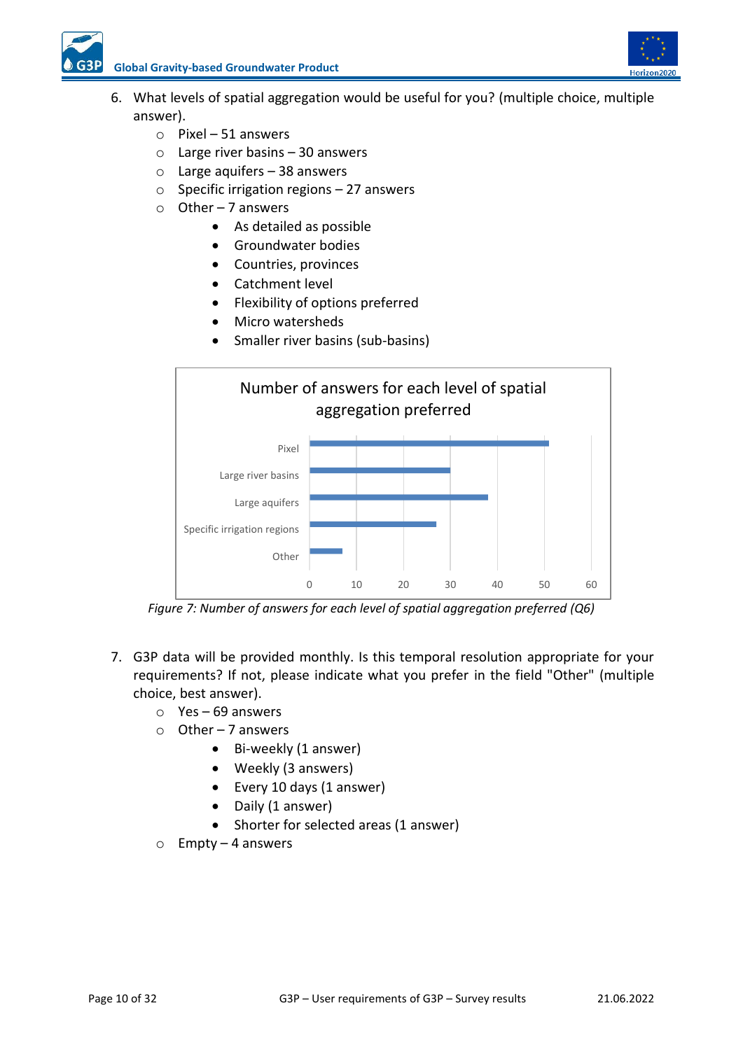6. What levels of spatial aggregation would be useful for you? (multiple choice, multiple answer).
   - Pixel – 51 answers
   - Large river basins – 30 answers
   - Large aquifers – 38 answers
   - Specific irrigation regions – 27 answers
   - Other – 7 answers
     - As detailed as possible
     - Groundwater bodies
     - Countries, provinces
     - Catchment level
     - Flexibility of options preferred
     - Micro watersheds
     - Smaller river basins (sub-basins)

*Figure 7: Number of answers for each level of spatial aggregation preferred (Q6)*

7. G3P data will be provided monthly. Is this temporal resolution appropriate for your requirements? If not, please indicate what you prefer in the field "Other" (multiple choice, best answer).
   - Yes – 69 answers
   - Other – 7 answers
     - Bi-weekly (1 answer)
     - Weekly (3 answers)
     - Every 10 days (1 answer)
     - Daily (1 answer)
     - Shorter for selected areas (1 answer)
   - Empty – 4 answers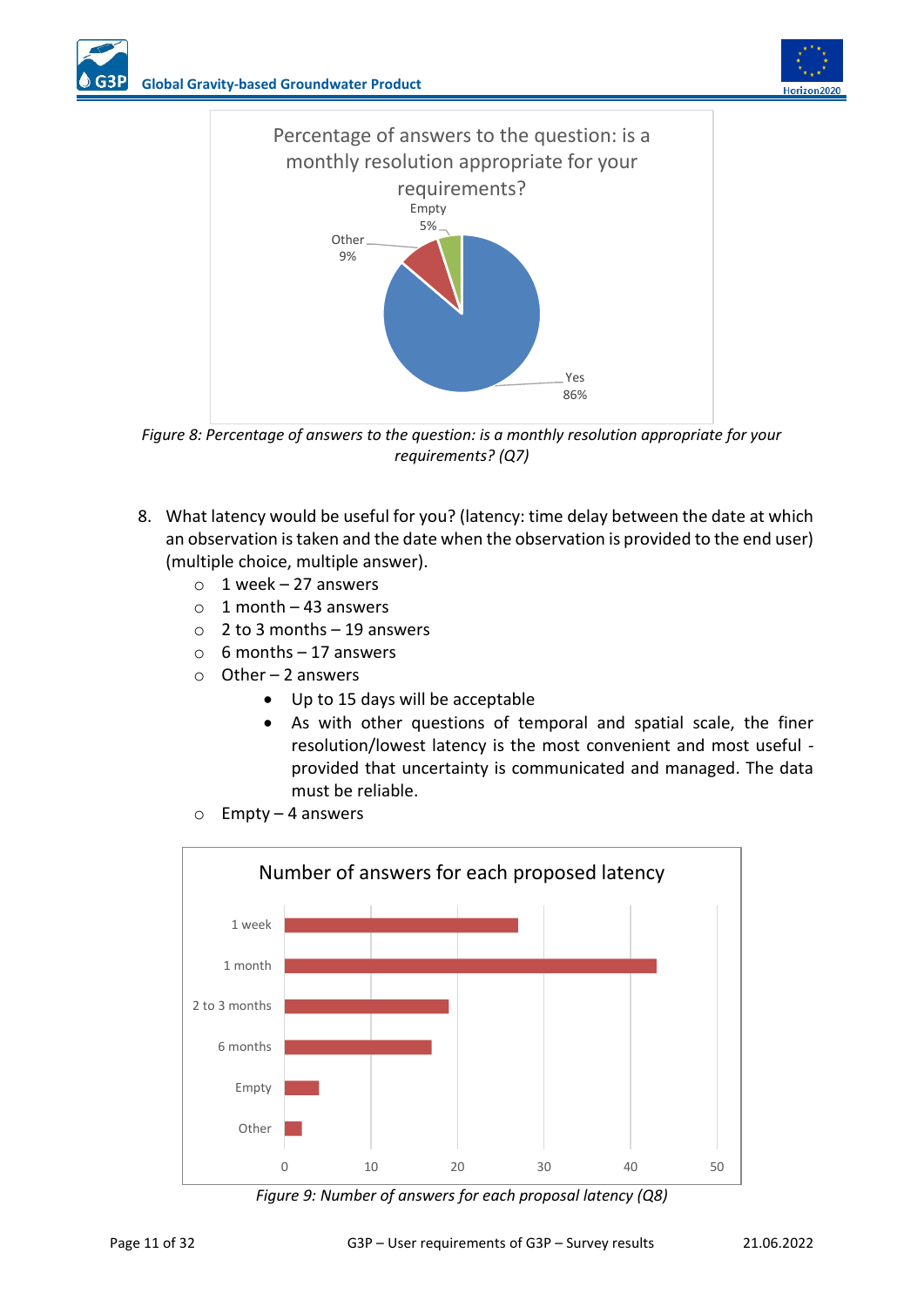*Figure 8: Percentage of answers to the question: is a monthly resolution appropriate for your requirements? (Q7)*

8. What latency would be useful for you? (latency: time delay between the date at which an observation is taken and the date when the observation is provided to the end user) (multiple choice, multiple answer).
   - 1 week – 27 answers
   - 1 month – 43 answers
   - 2 to 3 months – 19 answers
   - 6 months – 17 answers
   - Other – 2 answers
     - Up to 15 days will be acceptable
     - As with other questions of temporal and spatial scale, the finer resolution/lowest latency is the most convenient and most useful - provided that uncertainty is communicated and managed. The data must be reliable.
   - Empty – 4 answers

*Figure 9: Number of answers for each proposal latency (Q8)*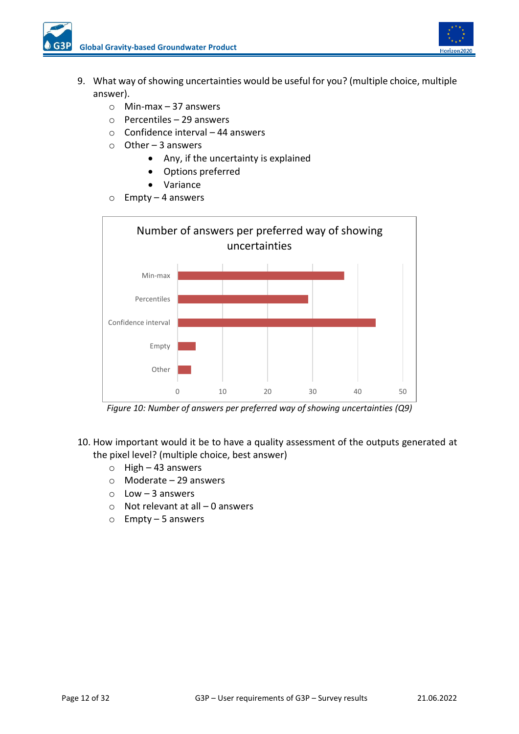9. What way of showing uncertainties would be useful for you? (multiple choice, multiple answer).
   - Min-max – 37 answers
   - Percentiles – 29 answers
   - Confidence interval – 44 answers
   - Other – 3 answers
     - Any, if the uncertainty is explained
     - Options preferred
     - Variance
   - Empty – 4 answers

*Figure 10: Number of answers per preferred way of showing uncertainties (Q9)*

10. How important would it be to have a quality assessment of the outputs generated at the pixel level? (multiple choice, best answer)
    - High – 43 answers
    - Moderate – 29 answers
    - Low – 3 answers
    - Not relevant at all – 0 answers
    - Empty – 5 answers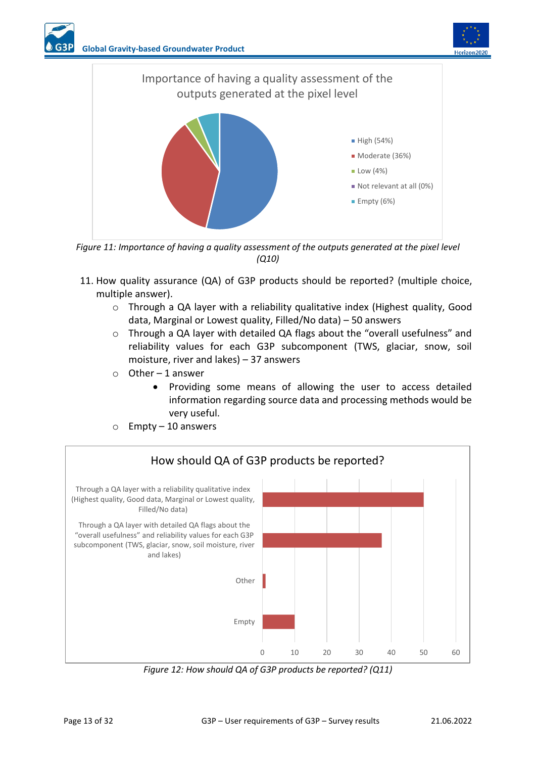Figure 11: Importance of having a quality assessment of the outputs generated at the pixel level (Q10)

11. How quality assurance (QA) of G3P products should be reported? (multiple choice, multiple answer).
    - Through a QA layer with a reliability qualitative index (Highest quality, Good data, Marginal or Lowest quality, Filled/No data) – 50 answers
    - Through a QA layer with detailed QA flags about the “overall usefulness” and reliability values for each G3P subcomponent (TWS, glacier, snow, soil moisture, river and lakes) – 37 answers
    - Other – 1 answer
        - Providing some means of allowing the user to access detailed information regarding source data and processing methods would be very useful.
    - Empty – 10 answers

Figure 12: How should QA of G3P products be reported? (Q11)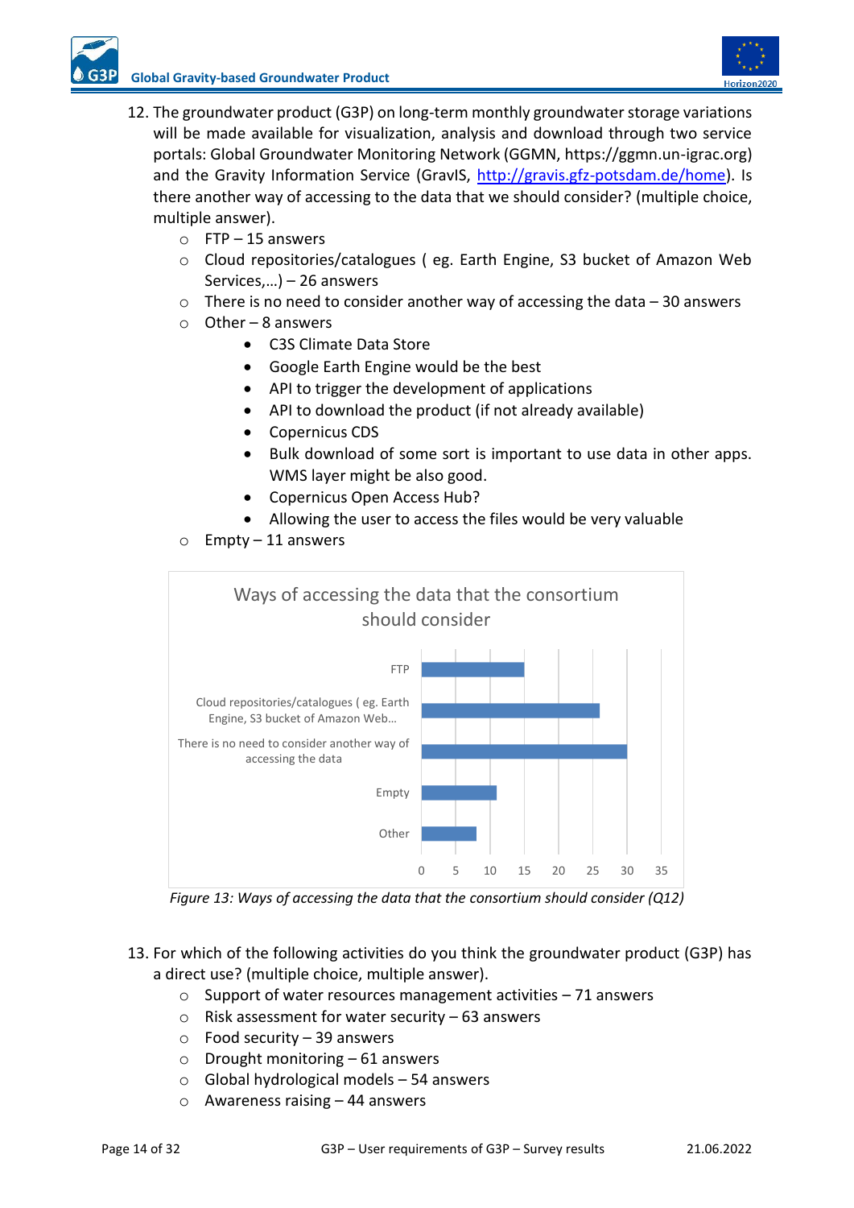12. The groundwater product (G3P) on long-term monthly groundwater storage variations will be made available for visualization, analysis and download through two service portals: Global Groundwater Monitoring Network (GGMN, https://ggmn.un-igrac.org) and the Gravity Information Service (GravIS, [http://gravis.gfz-potsdam.de/home](http://gravis.gfz-potsdam.de/home)). Is there another way of accessing to the data that we should consider? (multiple choice, multiple answer).
    - FTP – 15 answers
    - Cloud repositories/catalogues ( eg. Earth Engine, S3 bucket of Amazon Web Services,…) – 26 answers
    - There is no need to consider another way of accessing the data – 30 answers
    - Other – 8 answers
        - C3S Climate Data Store
        - Google Earth Engine would be the best
        - API to trigger the development of applications
        - API to download the product (if not already available)
        - Copernicus CDS
        - Bulk download of some sort is important to use data in other apps. WMS layer might be also good.
        - Copernicus Open Access Hub?
        - Allowing the user to access the files would be very valuable
    - Empty – 11 answers

Ways of accessing the data that the consortium should consider

| Option | Answers |
|---|---|
| FTP | 15 |
| Cloud repositories/catalogues ( eg. Earth Engine, S3 bucket of Amazon Web… | 26 |
| There is no need to consider another way of accessing the data | 30 |
| Empty | 11 |
| Other | 8 |

*Figure 13: Ways of accessing the data that the consortium should consider (Q12)*

13. For which of the following activities do you think the groundwater product (G3P) has a direct use? (multiple choice, multiple answer).
    - Support of water resources management activities – 71 answers
    - Risk assessment for water security – 63 answers
    - Food security – 39 answers
    - Drought monitoring – 61 answers
    - Global hydrological models – 54 answers
    - Awareness raising – 44 answers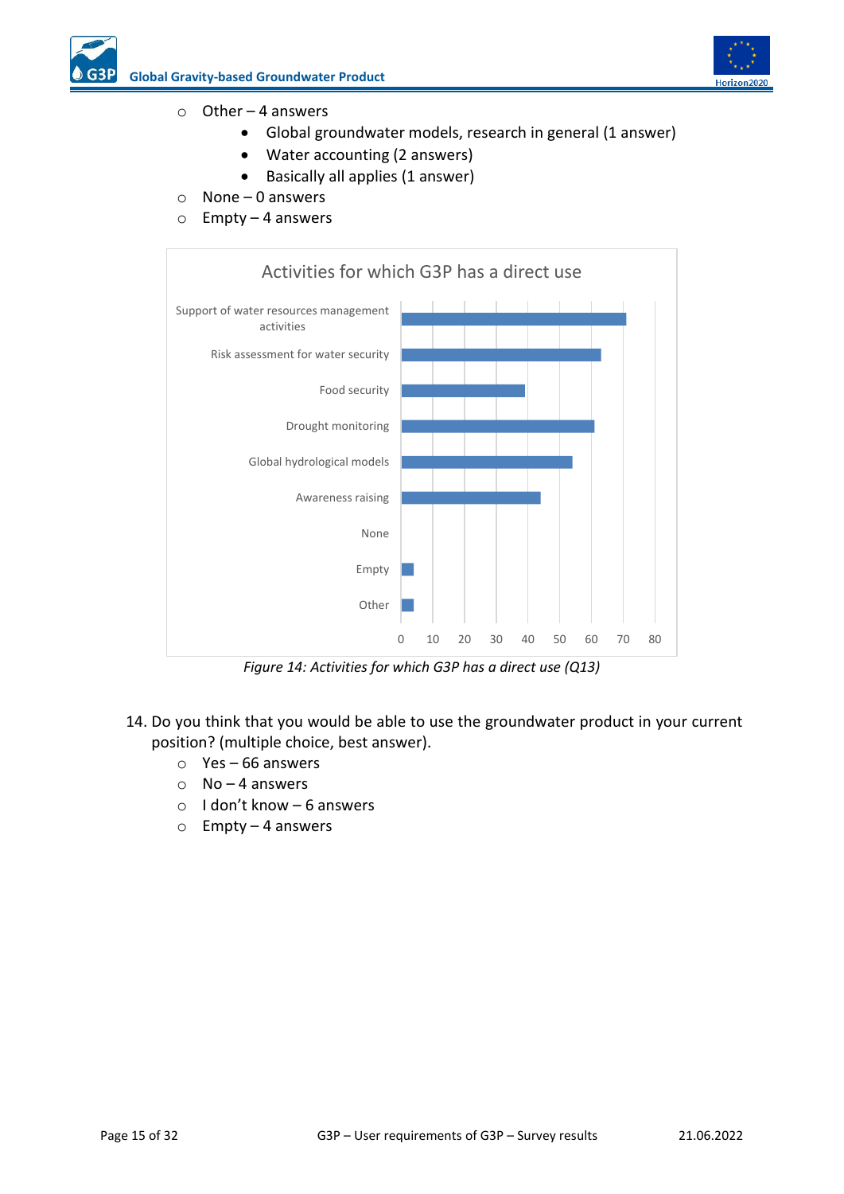- Other – 4 answers
  - Global groundwater models, research in general (1 answer)
  - Water accounting (2 answers)
  - Basically all applies (1 answer)
- None – 0 answers
- Empty – 4 answers

*Figure 14: Activities for which G3P has a direct use (Q13)*

14. Do you think that you would be able to use the groundwater product in your current position? (multiple choice, best answer).
    - Yes – 66 answers
    - No – 4 answers
    - I don't know – 6 answers
    - Empty – 4 answers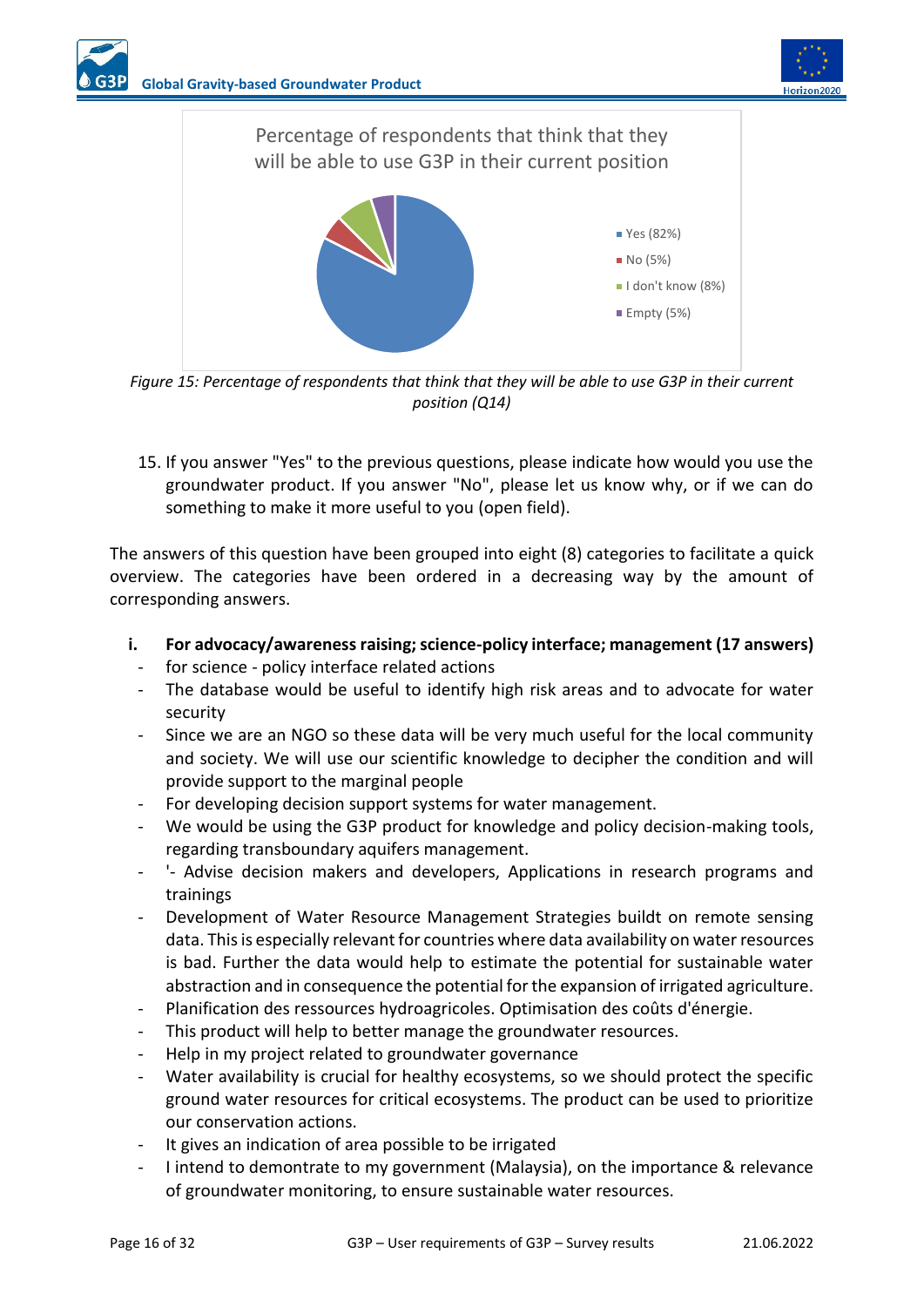Percentage of respondents that think that they will be able to use G3P in their current position

- Yes (82%)
- No (5%)
- I don't know (8%)
- Empty (5%)

*Figure 15: Percentage of respondents that think that they will be able to use G3P in their current position (Q14)*

15. If you answer "Yes" to the previous questions, please indicate how would you use the groundwater product. If you answer "No", please let us know why, or if we can do something to make it more useful to you (open field).

The answers of this question have been grouped into eight (8) categories to facilitate a quick overview. The categories have been ordered in a decreasing way by the amount of corresponding answers.

**i. For advocacy/awareness raising; science-policy interface; management (17 answers)**

- for science - policy interface related actions
- The database would be useful to identify high risk areas and to advocate for water security
- Since we are an NGO so these data will be very much useful for the local community and society. We will use our scientific knowledge to decipher the condition and will provide support to the marginal people
- For developing decision support systems for water management.
- We would be using the G3P product for knowledge and policy decision-making tools, regarding transboundary aquifers management.
- '- Advise decision makers and developers, Applications in research programs and trainings
- Development of Water Resource Management Strategies buildt on remote sensing data. This is especially relevant for countries where data availability on water resources is bad. Further the data would help to estimate the potential for sustainable water abstraction and in consequence the potential for the expansion of irrigated agriculture.
- Planification des ressources hydroagricoles. Optimisation des coûts d'énergie.
- This product will help to better manage the groundwater resources.
- Help in my project related to groundwater governance
- Water availability is crucial for healthy ecosystems, so we should protect the specific ground water resources for critical ecosystems. The product can be used to prioritize our conservation actions.
- It gives an indication of area possible to be irrigated
- I intend to demontrate to my government (Malaysia), on the importance & relevance of groundwater monitoring, to ensure sustainable water resources.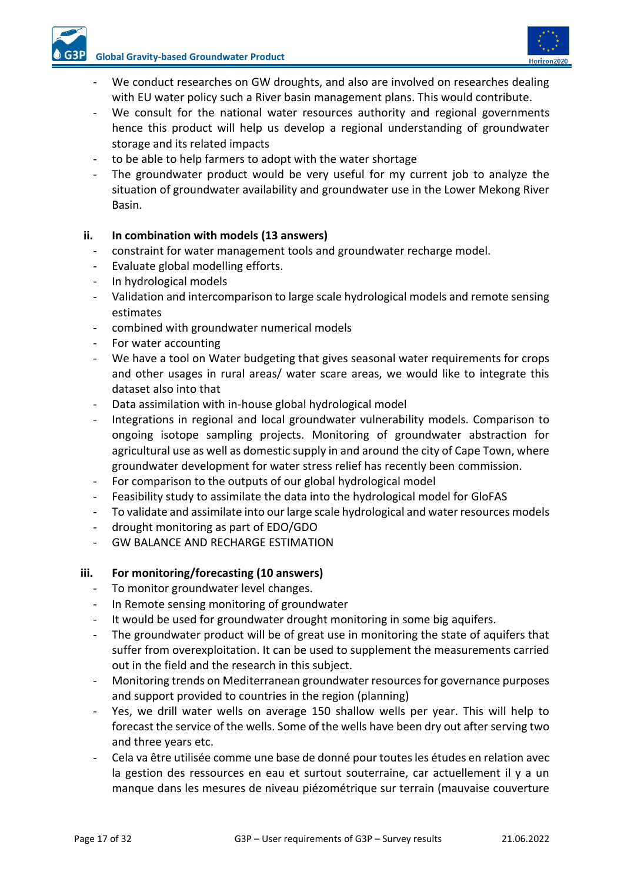- We conduct researches on GW droughts, and also are involved on researches dealing with EU water policy such a River basin management plans. This would contribute.
- We consult for the national water resources authority and regional governments hence this product will help us develop a regional understanding of groundwater storage and its related impacts
- to be able to help farmers to adopt with the water shortage
- The groundwater product would be very useful for my current job to analyze the situation of groundwater availability and groundwater use in the Lower Mekong River Basin.

**ii. In combination with models (13 answers)**

- constraint for water management tools and groundwater recharge model.
- Evaluate global modelling efforts.
- In hydrological models
- Validation and intercomparison to large scale hydrological models and remote sensing estimates
- combined with groundwater numerical models
- For water accounting
- We have a tool on Water budgeting that gives seasonal water requirements for crops and other usages in rural areas/ water scare areas, we would like to integrate this dataset also into that
- Data assimilation with in-house global hydrological model
- Integrations in regional and local groundwater vulnerability models. Comparison to ongoing isotope sampling projects. Monitoring of groundwater abstraction for agricultural use as well as domestic supply in and around the city of Cape Town, where groundwater development for water stress relief has recently been commission.
- For comparison to the outputs of our global hydrological model
- Feasibility study to assimilate the data into the hydrological model for GloFAS
- To validate and assimilate into our large scale hydrological and water resources models
- drought monitoring as part of EDO/GDO
- GW BALANCE AND RECHARGE ESTIMATION

**iii. For monitoring/forecasting (10 answers)**

- To monitor groundwater level changes.
- In Remote sensing monitoring of groundwater
- It would be used for groundwater drought monitoring in some big aquifers.
- The groundwater product will be of great use in monitoring the state of aquifers that suffer from overexploitation. It can be used to supplement the measurements carried out in the field and the research in this subject.
- Monitoring trends on Mediterranean groundwater resources for governance purposes and support provided to countries in the region (planning)
- Yes, we drill water wells on average 150 shallow wells per year. This will help to forecast the service of the wells. Some of the wells have been dry out after serving two and three years etc.
- Cela va être utilisée comme une base de donné pour toutes les études en relation avec la gestion des ressources en eau et surtout souterraine, car actuellement il y a un manque dans les mesures de niveau piézométrique sur terrain (mauvaise couverture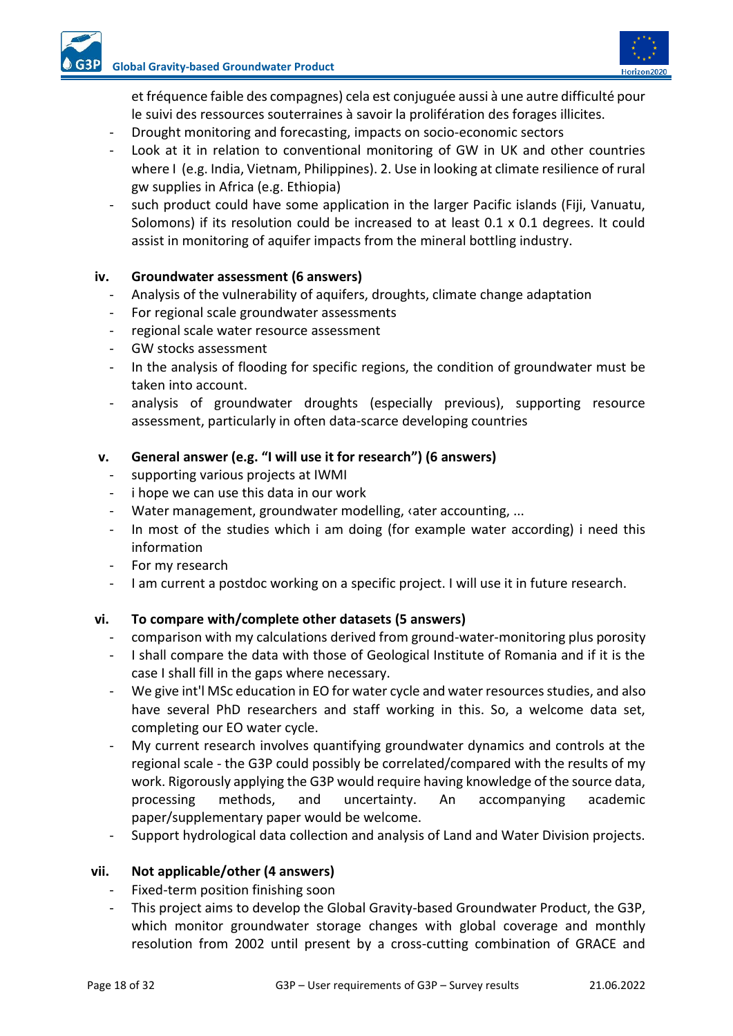et fréquence faible des compagnes) cela est conjuguée aussi à une autre difficulté pour le suivi des ressources souterraines à savoir la prolifération des forages illicites.

- Drought monitoring and forecasting, impacts on socio-economic sectors
- Look at it in relation to conventional monitoring of GW in UK and other countries where I (e.g. India, Vietnam, Philippines). 2. Use in looking at climate resilience of rural gw supplies in Africa (e.g. Ethiopia)
- such product could have some application in the larger Pacific islands (Fiji, Vanuatu, Solomons) if its resolution could be increased to at least 0.1 x 0.1 degrees. It could assist in monitoring of aquifer impacts from the mineral bottling industry.

#### iv. Groundwater assessment (6 answers)

- Analysis of the vulnerability of aquifers, droughts, climate change adaptation
- For regional scale groundwater assessments
- regional scale water resource assessment
- GW stocks assessment
- In the analysis of flooding for specific regions, the condition of groundwater must be taken into account.
- analysis of groundwater droughts (especially previous), supporting resource assessment, particularly in often data-scarce developing countries

#### v. General answer (e.g. "I will use it for research") (6 answers)

- supporting various projects at IWMI
- i hope we can use this data in our work
- Water management, groundwater modelling, ‹ater accounting, ...
- In most of the studies which i am doing (for example water according) i need this information
- For my research
- I am current a postdoc working on a specific project. I will use it in future research.

#### vi. To compare with/complete other datasets (5 answers)

- comparison with my calculations derived from ground-water-monitoring plus porosity
- I shall compare the data with those of Geological Institute of Romania and if it is the case I shall fill in the gaps where necessary.
- We give int'l MSc education in EO for water cycle and water resources studies, and also have several PhD researchers and staff working in this. So, a welcome data set, completing our EO water cycle.
- My current research involves quantifying groundwater dynamics and controls at the regional scale - the G3P could possibly be correlated/compared with the results of my work. Rigorously applying the G3P would require having knowledge of the source data, processing methods, and uncertainty. An accompanying academic paper/supplementary paper would be welcome.
- Support hydrological data collection and analysis of Land and Water Division projects.

#### vii. Not applicable/other (4 answers)

- Fixed-term position finishing soon
- This project aims to develop the Global Gravity-based Groundwater Product, the G3P, which monitor groundwater storage changes with global coverage and monthly resolution from 2002 until present by a cross-cutting combination of GRACE and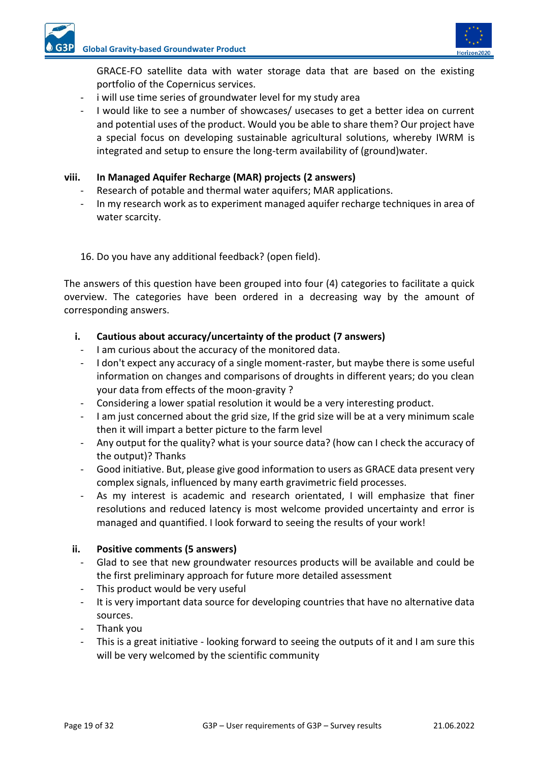GRACE-FO satellite data with water storage data that are based on the existing portfolio of the Copernicus services.

- i will use time series of groundwater level for my study area
- I would like to see a number of showcases/ usecases to get a better idea on current and potential uses of the product. Would you be able to share them? Our project have a special focus on developing sustainable agricultural solutions, whereby IWRM is integrated and setup to ensure the long-term availability of (ground)water.

**viii. In Managed Aquifer Recharge (MAR) projects (2 answers)**

- Research of potable and thermal water aquifers; MAR applications.
- In my research work as to experiment managed aquifer recharge techniques in area of water scarcity.

16. Do you have any additional feedback? (open field).

The answers of this question have been grouped into four (4) categories to facilitate a quick overview. The categories have been ordered in a decreasing way by the amount of corresponding answers.

**i. Cautious about accuracy/uncertainty of the product (7 answers)**

- I am curious about the accuracy of the monitored data.
- I don't expect any accuracy of a single moment-raster, but maybe there is some useful information on changes and comparisons of droughts in different years; do you clean your data from effects of the moon-gravity ?
- Considering a lower spatial resolution it would be a very interesting product.
- I am just concerned about the grid size, If the grid size will be at a very minimum scale then it will impart a better picture to the farm level
- Any output for the quality? what is your source data? (how can I check the accuracy of the output)? Thanks
- Good initiative. But, please give good information to users as GRACE data present very complex signals, influenced by many earth gravimetric field processes.
- As my interest is academic and research orientated, I will emphasize that finer resolutions and reduced latency is most welcome provided uncertainty and error is managed and quantified. I look forward to seeing the results of your work!

**ii. Positive comments (5 answers)**

- Glad to see that new groundwater resources products will be available and could be the first preliminary approach for future more detailed assessment
- This product would be very useful
- It is very important data source for developing countries that have no alternative data sources.
- Thank you
- This is a great initiative - looking forward to seeing the outputs of it and I am sure this will be very welcomed by the scientific community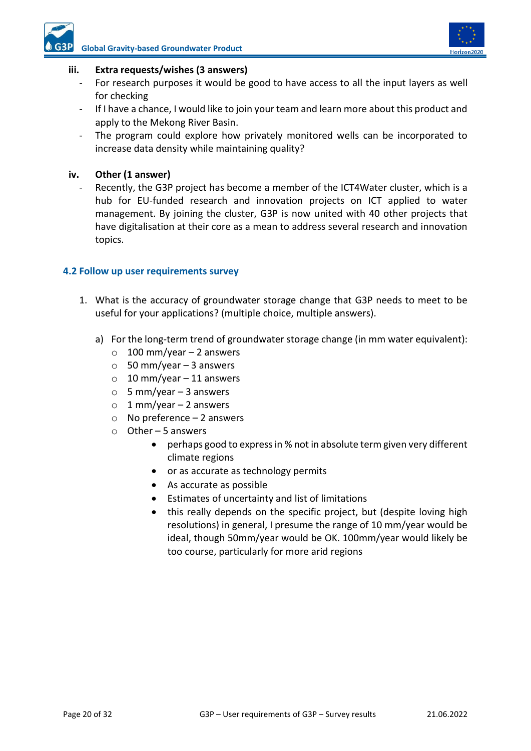**iii. Extra requests/wishes (3 answers)**

- For research purposes it would be good to have access to all the input layers as well for checking
- If I have a chance, I would like to join your team and learn more about this product and apply to the Mekong River Basin.
- The program could explore how privately monitored wells can be incorporated to increase data density while maintaining quality?

**iv. Other (1 answer)**

- Recently, the G3P project has become a member of the ICT4Water cluster, which is a hub for EU-funded research and innovation projects on ICT applied to water management. By joining the cluster, G3P is now united with 40 other projects that have digitalisation at their core as a mean to address several research and innovation topics.

## 4.2 Follow up user requirements survey

1. What is the accuracy of groundwater storage change that G3P needs to meet to be useful for your applications? (multiple choice, multiple answers).

   a) For the long-term trend of groundwater storage change (in mm water equivalent):
      - 100 mm/year – 2 answers
      - 50 mm/year – 3 answers
      - 10 mm/year – 11 answers
      - 5 mm/year – 3 answers
      - 1 mm/year – 2 answers
      - No preference – 2 answers
      - Other – 5 answers
        - perhaps good to express in % not in absolute term given very different climate regions
        - or as accurate as technology permits
        - As accurate as possible
        - Estimates of uncertainty and list of limitations
        - this really depends on the specific project, but (despite loving high resolutions) in general, I presume the range of 10 mm/year would be ideal, though 50mm/year would be OK. 100mm/year would likely be too course, particularly for more arid regions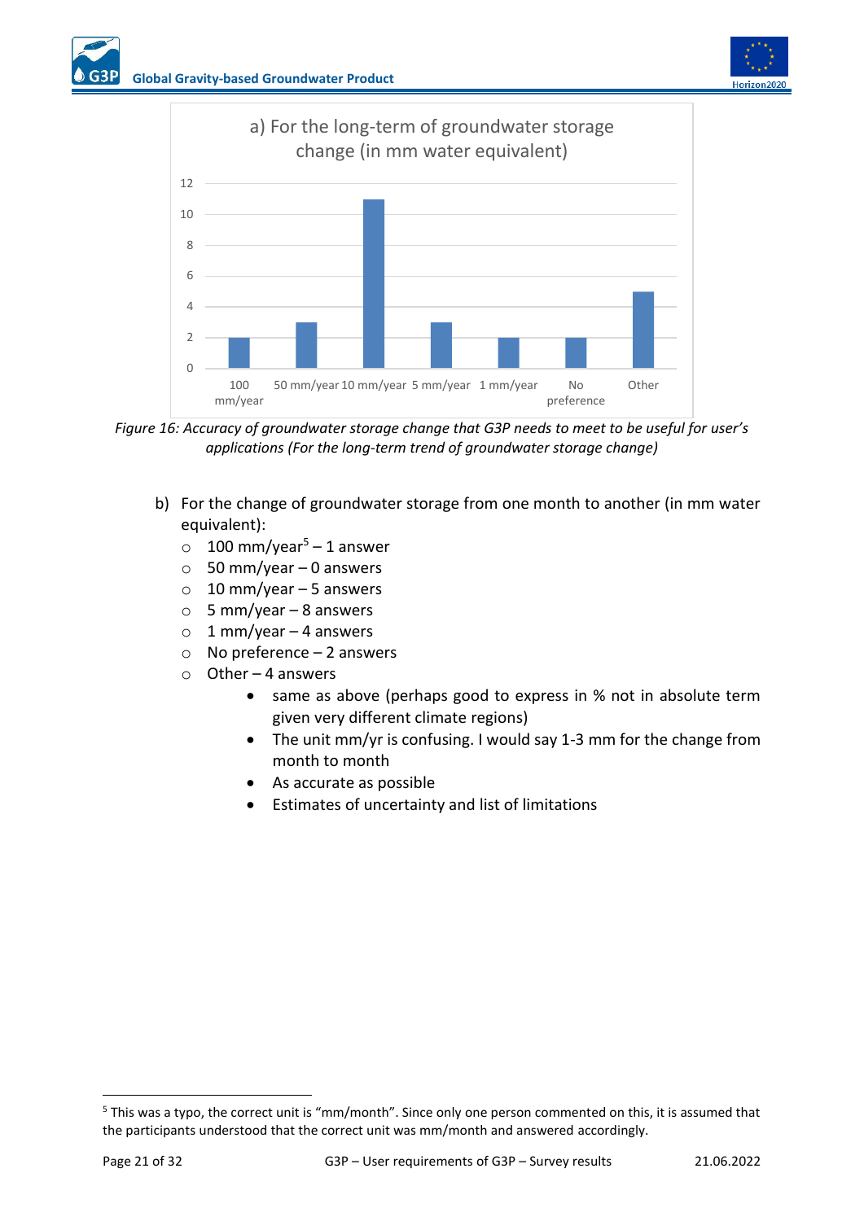a) For the long-term of groundwater storage change (in mm water equivalent)

| | Count |
|---|---|
| 100 mm/year | 2 |
| 50 mm/year | 3 |
| 10 mm/year | 11 |
| 5 mm/year | 3 |
| 1 mm/year | 2 |
| No preference | 2 |
| Other | 5 |

*Figure 16: Accuracy of groundwater storage change that G3P needs to meet to be useful for user's applications (For the long-term trend of groundwater storage change)*

b) For the change of groundwater storage from one month to another (in mm water equivalent):

- 100 mm/year[5] – 1 answer
- 50 mm/year – 0 answers
- 10 mm/year – 5 answers
- 5 mm/year – 8 answers
- 1 mm/year – 4 answers
- No preference – 2 answers
- Other – 4 answers
    - same as above (perhaps good to express in % not in absolute term given very different climate regions)
    - The unit mm/yr is confusing. I would say 1-3 mm for the change from month to month
    - As accurate as possible
    - Estimates of uncertainty and list of limitations

---

[5] This was a typo, the correct unit is "mm/month". Since only one person commented on this, it is assumed that the participants understood that the correct unit was mm/month and answered accordingly.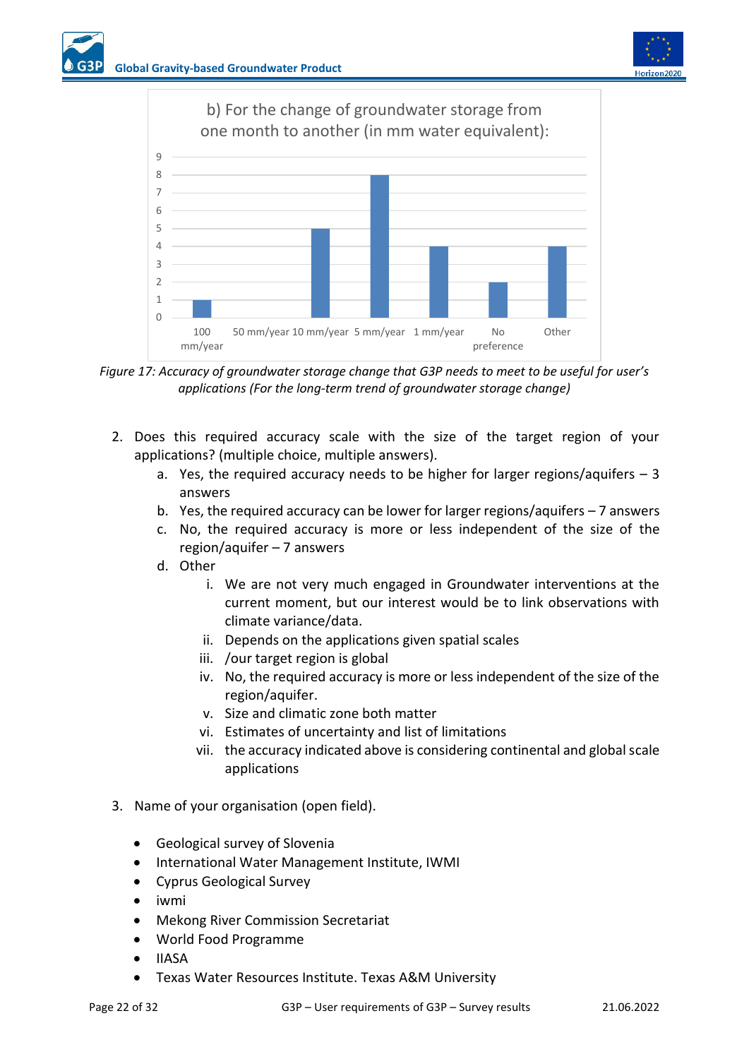b) For the change of groundwater storage from one month to another (in mm water equivalent):

| Category | Count |
|---|---|
| 100 mm/year | 1 |
| 50 mm/year | 0 |
| 10 mm/year | 5 |
| 5 mm/year | 8 |
| 1 mm/year | 4 |
| No preference | 2 |
| Other | 4 |

*Figure 17: Accuracy of groundwater storage change that G3P needs to meet to be useful for user's applications (For the long-term trend of groundwater storage change)*

2. Does this required accuracy scale with the size of the target region of your applications? (multiple choice, multiple answers).
    a. Yes, the required accuracy needs to be higher for larger regions/aquifers – 3 answers
    b. Yes, the required accuracy can be lower for larger regions/aquifers – 7 answers
    c. No, the required accuracy is more or less independent of the size of the region/aquifer – 7 answers
    d. Other
        i. We are not very much engaged in Groundwater interventions at the current moment, but our interest would be to link observations with climate variance/data.
        ii. Depends on the applications given spatial scales
        iii. /our target region is global
        iv. No, the required accuracy is more or less independent of the size of the region/aquifer.
        v. Size and climatic zone both matter
        vi. Estimates of uncertainty and list of limitations
        vii. the accuracy indicated above is considering continental and global scale applications

3. Name of your organisation (open field).

- Geological survey of Slovenia
- International Water Management Institute, IWMI
- Cyprus Geological Survey
- iwmi
- Mekong River Commission Secretariat
- World Food Programme
- IIASA
- Texas Water Resources Institute. Texas A&M University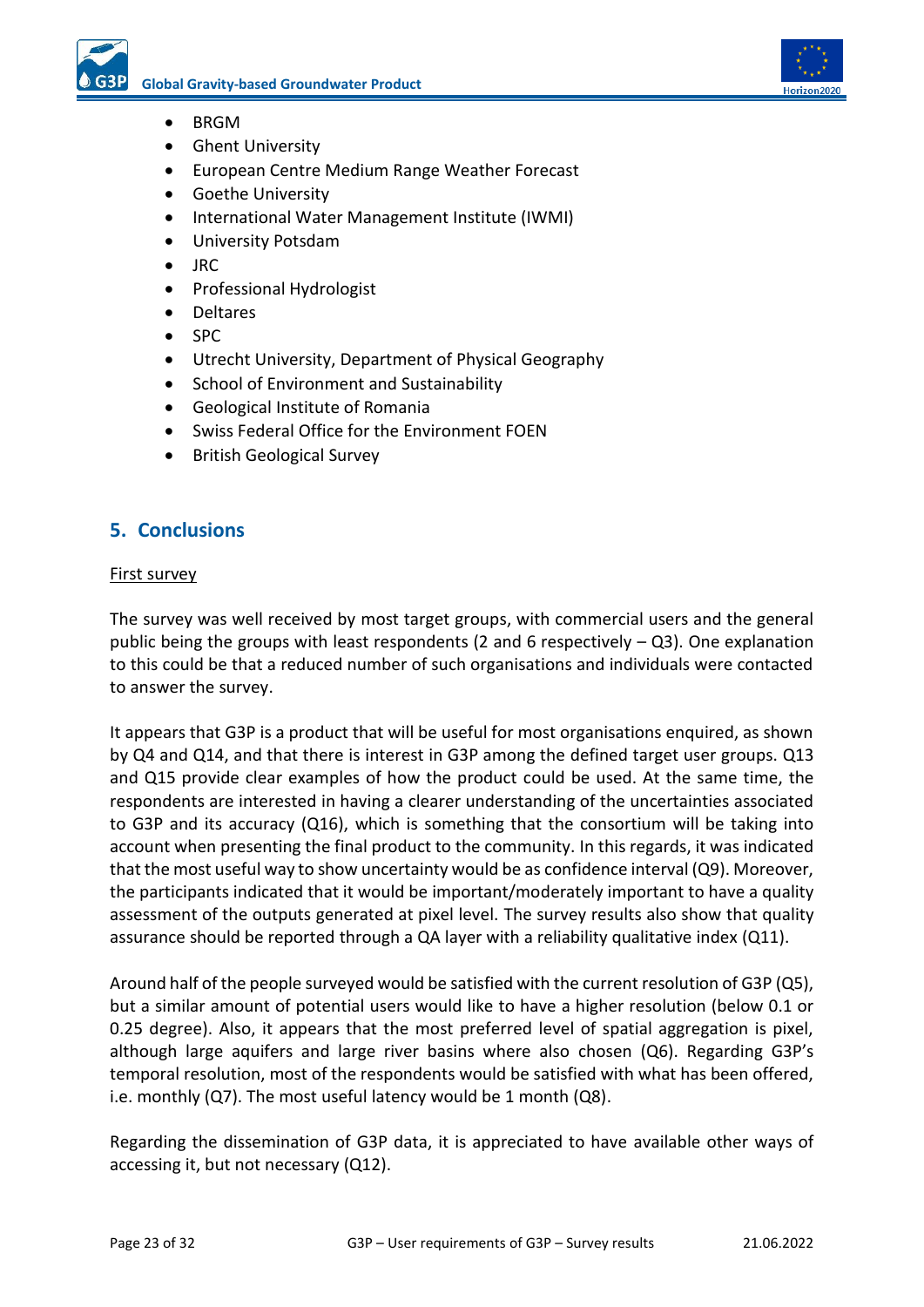- BRGM
- Ghent University
- European Centre Medium Range Weather Forecast
- Goethe University
- International Water Management Institute (IWMI)
- University Potsdam
- JRC
- Professional Hydrologist
- Deltares
- SPC
- Utrecht University, Department of Physical Geography
- School of Environment and Sustainability
- Geological Institute of Romania
- Swiss Federal Office for the Environment FOEN
- British Geological Survey

## 5. Conclusions

First survey

The survey was well received by most target groups, with commercial users and the general public being the groups with least respondents (2 and 6 respectively – Q3). One explanation to this could be that a reduced number of such organisations and individuals were contacted to answer the survey.

It appears that G3P is a product that will be useful for most organisations enquired, as shown by Q4 and Q14, and that there is interest in G3P among the defined target user groups. Q13 and Q15 provide clear examples of how the product could be used. At the same time, the respondents are interested in having a clearer understanding of the uncertainties associated to G3P and its accuracy (Q16), which is something that the consortium will be taking into account when presenting the final product to the community. In this regards, it was indicated that the most useful way to show uncertainty would be as confidence interval (Q9). Moreover, the participants indicated that it would be important/moderately important to have a quality assessment of the outputs generated at pixel level. The survey results also show that quality assurance should be reported through a QA layer with a reliability qualitative index (Q11).

Around half of the people surveyed would be satisfied with the current resolution of G3P (Q5), but a similar amount of potential users would like to have a higher resolution (below 0.1 or 0.25 degree). Also, it appears that the most preferred level of spatial aggregation is pixel, although large aquifers and large river basins where also chosen (Q6). Regarding G3P's temporal resolution, most of the respondents would be satisfied with what has been offered, i.e. monthly (Q7). The most useful latency would be 1 month (Q8).

Regarding the dissemination of G3P data, it is appreciated to have available other ways of accessing it, but not necessary (Q12).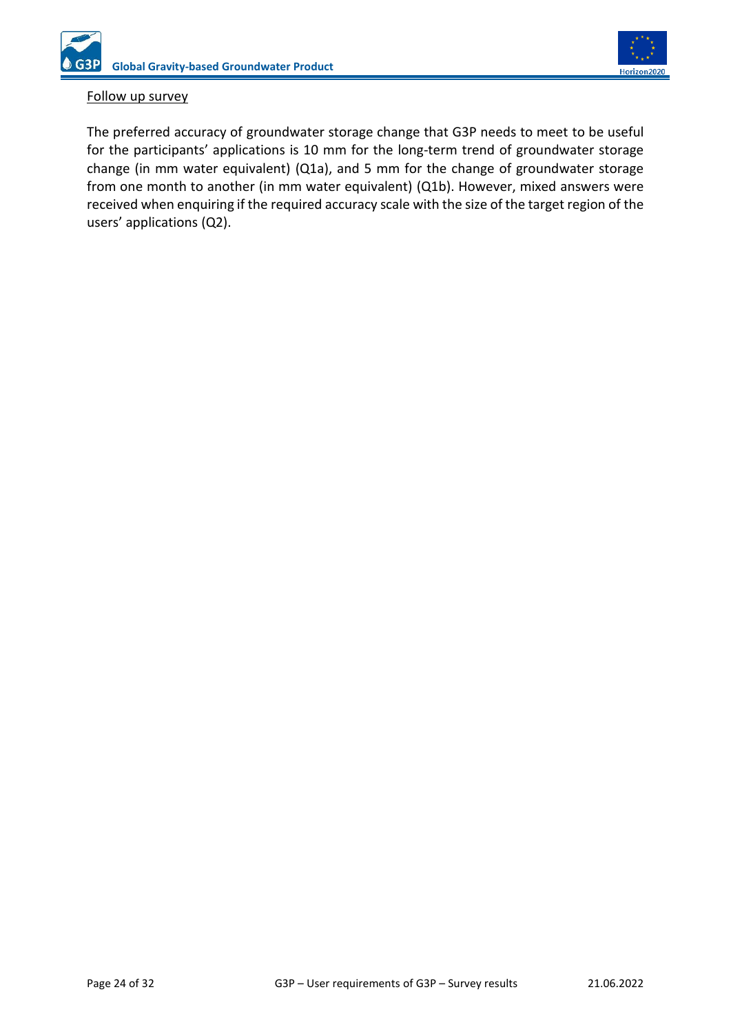Follow up survey

The preferred accuracy of groundwater storage change that G3P needs to meet to be useful for the participants' applications is 10 mm for the long-term trend of groundwater storage change (in mm water equivalent) (Q1a), and 5 mm for the change of groundwater storage from one month to another (in mm water equivalent) (Q1b). However, mixed answers were received when enquiring if the required accuracy scale with the size of the target region of the users' applications (Q2).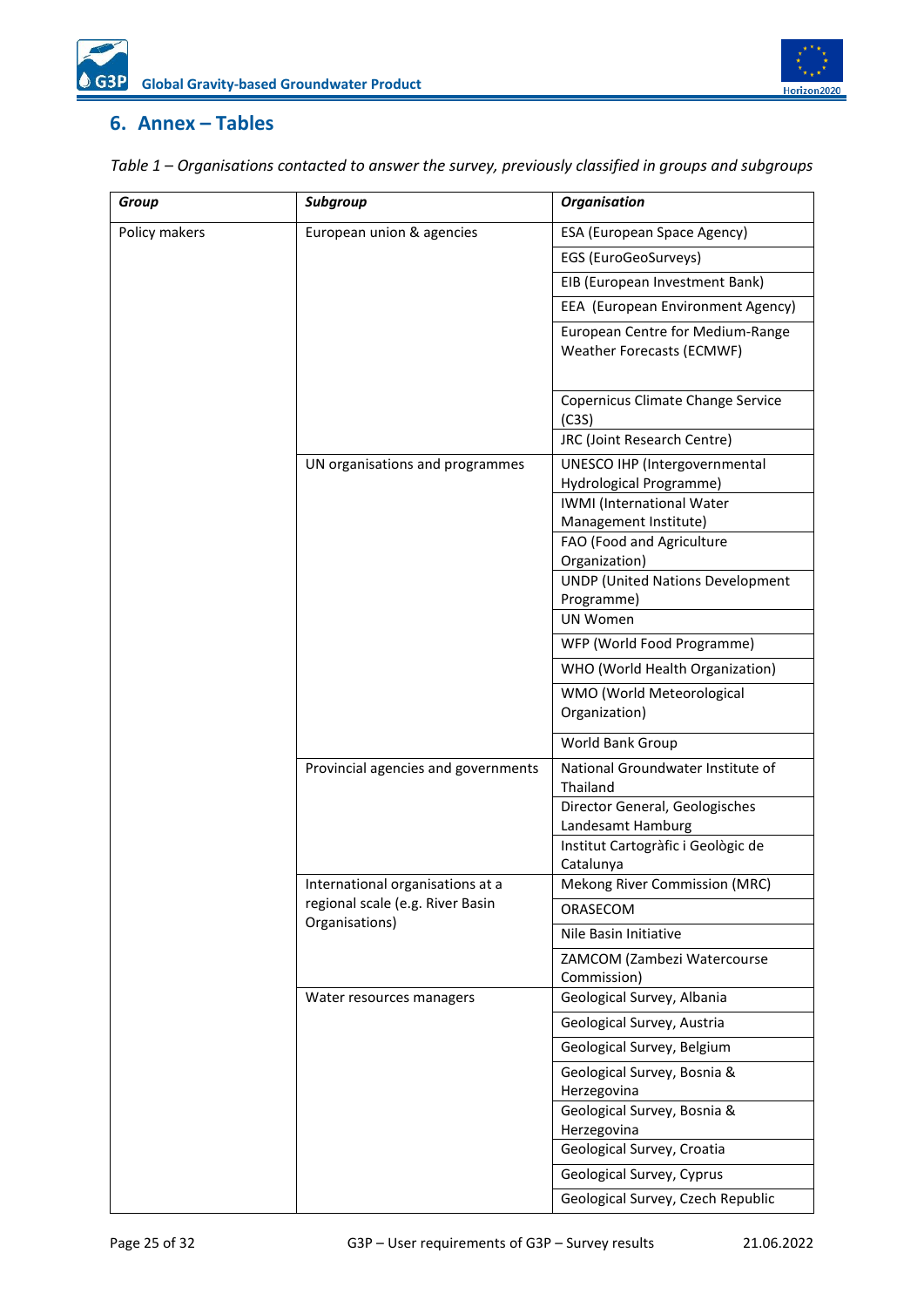## 6. Annex – Tables

*Table 1 – Organisations contacted to answer the survey, previously classified in groups and subgroups*

| *Group* | *Subgroup* | *Organisation* |
|---|---|---|
| Policy makers | European union & agencies | ESA (European Space Agency) |
| | | EGS (EuroGeoSurveys) |
| | | EIB (European Investment Bank) |
| | | EEA (European Environment Agency) |
| | | European Centre for Medium-Range Weather Forecasts (ECMWF) |
| | | Copernicus Climate Change Service (C3S) |
| | | JRC (Joint Research Centre) |
| | UN organisations and programmes | UNESCO IHP (Intergovernmental Hydrological Programme) |
| | | IWMI (International Water Management Institute) |
| | | FAO (Food and Agriculture Organization) |
| | | UNDP (United Nations Development Programme) |
| | | UN Women |
| | | WFP (World Food Programme) |
| | | WHO (World Health Organization) |
| | | WMO (World Meteorological Organization) |
| | | World Bank Group |
| | Provincial agencies and governments | National Groundwater Institute of Thailand |
| | | Director General, Geologisches Landesamt Hamburg |
| | | Institut Cartogràfic i Geològic de Catalunya |
| | International organisations at a regional scale (e.g. River Basin Organisations) | Mekong River Commission (MRC) |
| | | ORASECOM |
| | | Nile Basin Initiative |
| | | ZAMCOM (Zambezi Watercourse Commission) |
| | Water resources managers | Geological Survey, Albania |
| | | Geological Survey, Austria |
| | | Geological Survey, Belgium |
| | | Geological Survey, Bosnia & Herzegovina |
| | | Geological Survey, Bosnia & Herzegovina |
| | | Geological Survey, Croatia |
| | | Geological Survey, Cyprus |
| | | Geological Survey, Czech Republic |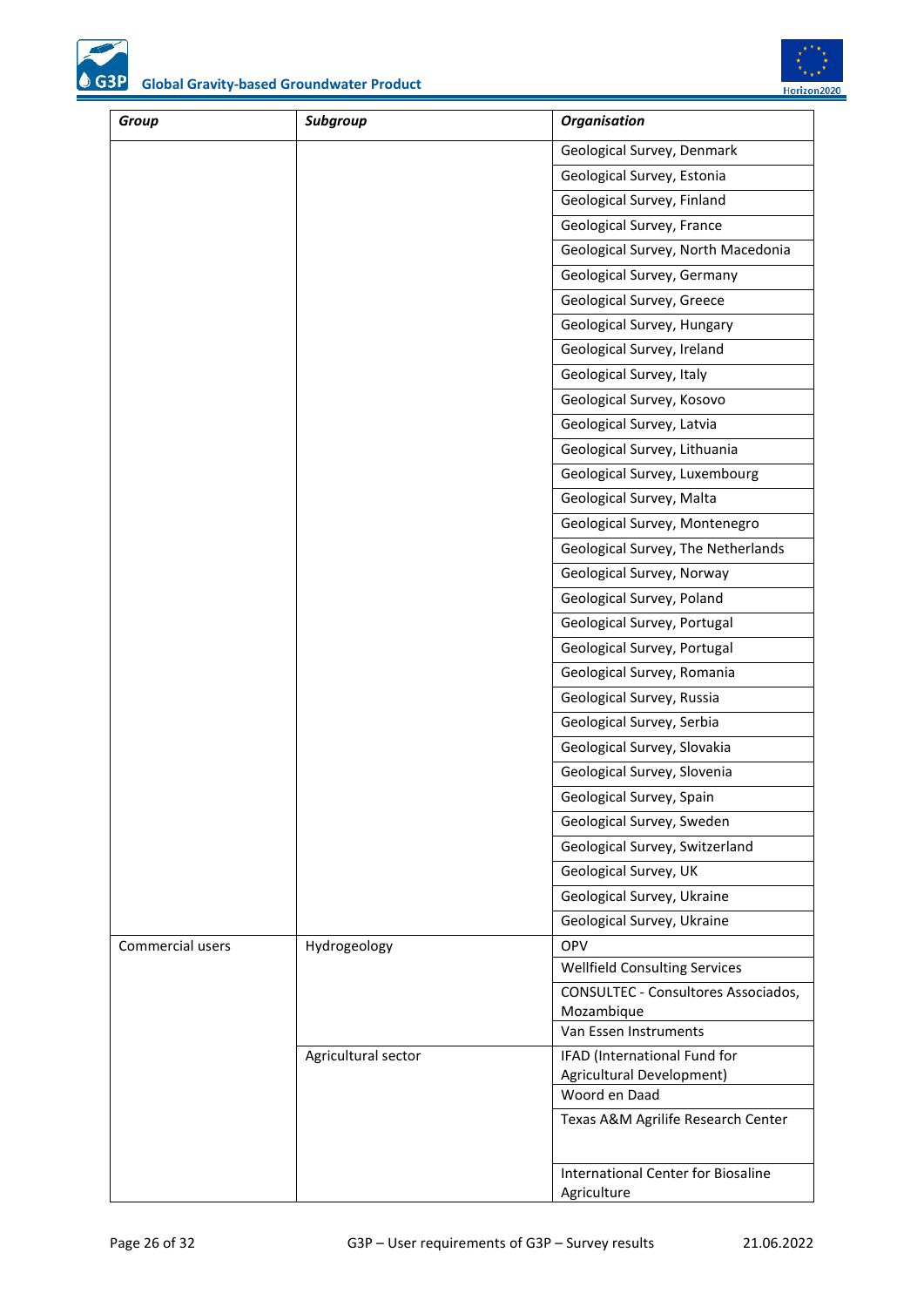| Group | Subgroup | Organisation |
|---|---|---|
| | | Geological Survey, Denmark |
| | | Geological Survey, Estonia |
| | | Geological Survey, Finland |
| | | Geological Survey, France |
| | | Geological Survey, North Macedonia |
| | | Geological Survey, Germany |
| | | Geological Survey, Greece |
| | | Geological Survey, Hungary |
| | | Geological Survey, Ireland |
| | | Geological Survey, Italy |
| | | Geological Survey, Kosovo |
| | | Geological Survey, Latvia |
| | | Geological Survey, Lithuania |
| | | Geological Survey, Luxembourg |
| | | Geological Survey, Malta |
| | | Geological Survey, Montenegro |
| | | Geological Survey, The Netherlands |
| | | Geological Survey, Norway |
| | | Geological Survey, Poland |
| | | Geological Survey, Portugal |
| | | Geological Survey, Portugal |
| | | Geological Survey, Romania |
| | | Geological Survey, Russia |
| | | Geological Survey, Serbia |
| | | Geological Survey, Slovakia |
| | | Geological Survey, Slovenia |
| | | Geological Survey, Spain |
| | | Geological Survey, Sweden |
| | | Geological Survey, Switzerland |
| | | Geological Survey, UK |
| | | Geological Survey, Ukraine |
| | | Geological Survey, Ukraine |
| Commercial users | Hydrogeology | OPV |
| | | Wellfield Consulting Services |
| | | CONSULTEC - Consultores Associados, Mozambique |
| | | Van Essen Instruments |
| | Agricultural sector | IFAD (International Fund for Agricultural Development) |
| | | Woord en Daad |
| | | Texas A&M Agrilife Research Center |
| | | International Center for Biosaline Agriculture |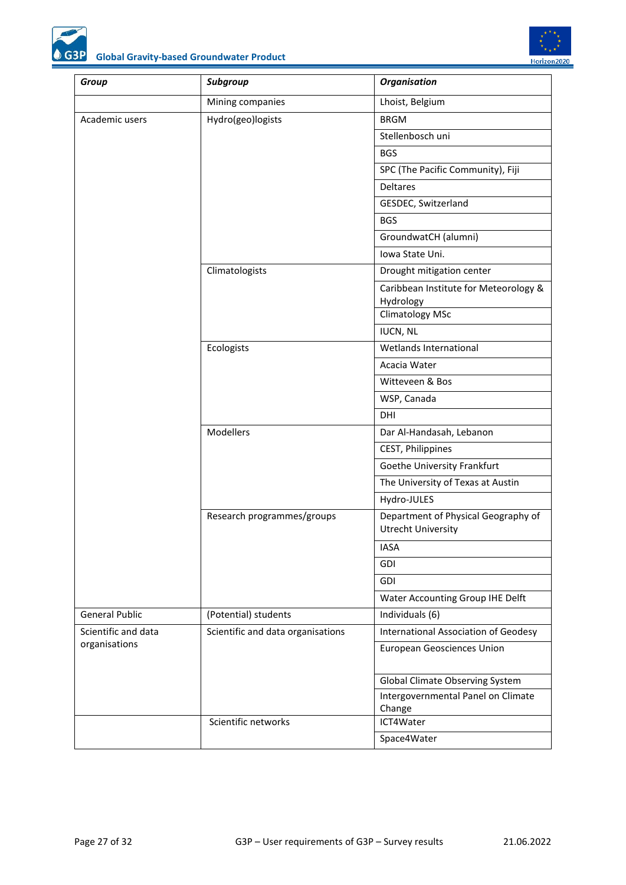| *Group* | *Subgroup* | *Organisation* |
| --- | --- | --- |
| | Mining companies | Lhoist, Belgium |
| Academic users | Hydro(geo)logists | BRGM |
| | | Stellenbosch uni |
| | | BGS |
| | | SPC (The Pacific Community), Fiji |
| | | Deltares |
| | | GESDEC, Switzerland |
| | | BGS |
| | | GroundwatCH (alumni) |
| | | Iowa State Uni. |
| | Climatologists | Drought mitigation center |
| | | Caribbean Institute for Meteorology & Hydrology |
| | | Climatology MSc |
| | | IUCN, NL |
| | Ecologists | Wetlands International |
| | | Acacia Water |
| | | Witteveen & Bos |
| | | WSP, Canada |
| | | DHI |
| | Modellers | Dar Al-Handasah, Lebanon |
| | | CEST, Philippines |
| | | Goethe University Frankfurt |
| | | The University of Texas at Austin |
| | | Hydro-JULES |
| | Research programmes/groups | Department of Physical Geography of Utrecht University |
| | | IASA |
| | | GDI |
| | | GDI |
| | | Water Accounting Group IHE Delft |
| General Public | (Potential) students | Individuals (6) |
| Scientific and data organisations | Scientific and data organisations | International Association of Geodesy |
| | | European Geosciences Union |
| | | Global Climate Observing System |
| | | Intergovernmental Panel on Climate Change |
| | Scientific networks | ICT4Water |
| | | Space4Water |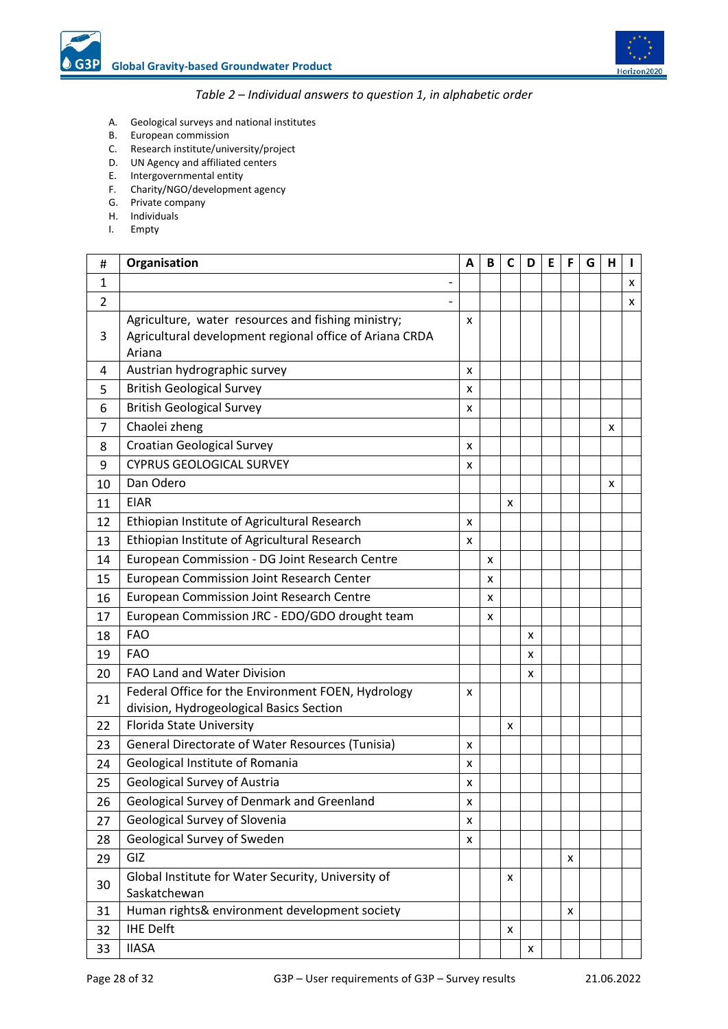*Table 2 – Individual answers to question 1, in alphabetic order*

A. Geological surveys and national institutes
B. European commission
C. Research institute/university/project
D. UN Agency and affiliated centers
E. Intergovernmental entity
F. Charity/NGO/development agency
G. Private company
H. Individuals
I. Empty

| # | Organisation | A | B | C | D | E | F | G | H | I |
|---|---|---|---|---|---|---|---|---|---|---|
| 1 | - | | | | | | | | | x |
| 2 | - | | | | | | | | | x |
| 3 | Agriculture, water resources and fishing ministry; Agricultural development regional office of Ariana CRDA Ariana | x | | | | | | | | |
| 4 | Austrian hydrographic survey | x | | | | | | | | |
| 5 | British Geological Survey | x | | | | | | | | |
| 6 | British Geological Survey | x | | | | | | | | |
| 7 | Chaolei zheng | | | | | | | | x | |
| 8 | Croatian Geological Survey | x | | | | | | | | |
| 9 | CYPRUS GEOLOGICAL SURVEY | x | | | | | | | | |
| 10 | Dan Odero | | | | | | | | x | |
| 11 | EIAR | | | x | | | | | | |
| 12 | Ethiopian Institute of Agricultural Research | x | | | | | | | | |
| 13 | Ethiopian Institute of Agricultural Research | x | | | | | | | | |
| 14 | European Commission - DG Joint Research Centre | | x | | | | | | | |
| 15 | European Commission Joint Research Center | | x | | | | | | | |
| 16 | European Commission Joint Research Centre | | x | | | | | | | |
| 17 | European Commission JRC - EDO/GDO drought team | | x | | | | | | | |
| 18 | FAO | | | | x | | | | | |
| 19 | FAO | | | | x | | | | | |
| 20 | FAO Land and Water Division | | | | x | | | | | |
| 21 | Federal Office for the Environment FOEN, Hydrology division, Hydrogeological Basics Section | x | | | | | | | | |
| 22 | Florida State University | | | x | | | | | | |
| 23 | General Directorate of Water Resources (Tunisia) | x | | | | | | | | |
| 24 | Geological Institute of Romania | x | | | | | | | | |
| 25 | Geological Survey of Austria | x | | | | | | | | |
| 26 | Geological Survey of Denmark and Greenland | x | | | | | | | | |
| 27 | Geological Survey of Slovenia | x | | | | | | | | |
| 28 | Geological Survey of Sweden | x | | | | | | | | |
| 29 | GIZ | | | | | | x | | | |
| 30 | Global Institute for Water Security, University of Saskatchewan | | | x | | | | | | |
| 31 | Human rights& environment development society | | | | | | x | | | |
| 32 | IHE Delft | | | x | | | | | | |
| 33 | IIASA | | | | x | | | | | |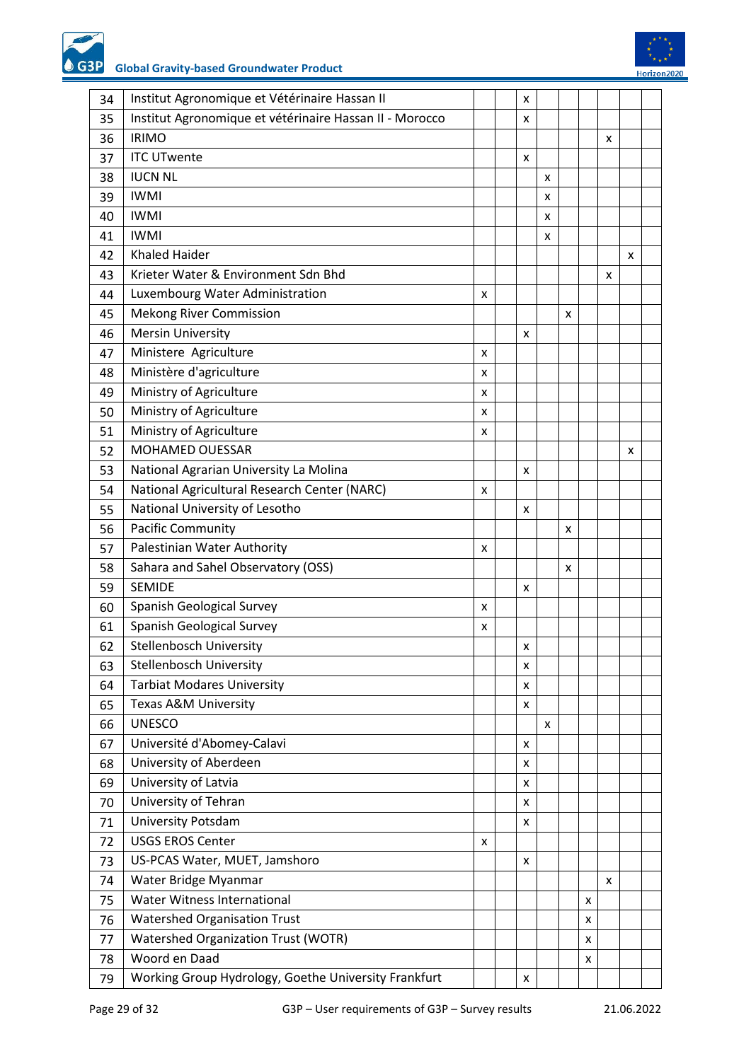| | | | | | | | | | | |
|---|---|---|---|---|---|---|---|---|---|---|
| 34 | Institut Agronomique et Vétérinaire Hassan II | | | x | | | | | | |
| 35 | Institut Agronomique et vétérinaire Hassan II - Morocco | | | x | | | | | | |
| 36 | IRIMO | | | | | | | x | | |
| 37 | ITC UTwente | | | x | | | | | | |
| 38 | IUCN NL | | | | x | | | | | |
| 39 | IWMI | | | | x | | | | | |
| 40 | IWMI | | | | x | | | | | |
| 41 | IWMI | | | | x | | | | | |
| 42 | Khaled Haider | | | | | | | | x | |
| 43 | Krieter Water & Environment Sdn Bhd | | | | | | | x | | |
| 44 | Luxembourg Water Administration | x | | | | | | | | |
| 45 | Mekong River Commission | | | | | x | | | | |
| 46 | Mersin University | | | x | | | | | | |
| 47 | Ministere Agriculture | x | | | | | | | | |
| 48 | Ministère d'agriculture | x | | | | | | | | |
| 49 | Ministry of Agriculture | x | | | | | | | | |
| 50 | Ministry of Agriculture | x | | | | | | | | |
| 51 | Ministry of Agriculture | x | | | | | | | | |
| 52 | MOHAMED OUESSAR | | | | | | | | x | |
| 53 | National Agrarian University La Molina | | | x | | | | | | |
| 54 | National Agricultural Research Center (NARC) | x | | | | | | | | |
| 55 | National University of Lesotho | | | x | | | | | | |
| 56 | Pacific Community | | | | | x | | | | |
| 57 | Palestinian Water Authority | x | | | | | | | | |
| 58 | Sahara and Sahel Observatory (OSS) | | | | | x | | | | |
| 59 | SEMIDE | | | x | | | | | | |
| 60 | Spanish Geological Survey | x | | | | | | | | |
| 61 | Spanish Geological Survey | x | | | | | | | | |
| 62 | Stellenbosch University | | | x | | | | | | |
| 63 | Stellenbosch University | | | x | | | | | | |
| 64 | Tarbiat Modares University | | | x | | | | | | |
| 65 | Texas A&M University | | | x | | | | | | |
| 66 | UNESCO | | | | x | | | | | |
| 67 | Université d'Abomey-Calavi | | | x | | | | | | |
| 68 | University of Aberdeen | | | x | | | | | | |
| 69 | University of Latvia | | | x | | | | | | |
| 70 | University of Tehran | | | x | | | | | | |
| 71 | University Potsdam | | | x | | | | | | |
| 72 | USGS EROS Center | x | | | | | | | | |
| 73 | US-PCAS Water, MUET, Jamshoro | | | x | | | | | | |
| 74 | Water Bridge Myanmar | | | | | | | x | | |
| 75 | Water Witness International | | | | | | x | | | |
| 76 | Watershed Organisation Trust | | | | | | x | | | |
| 77 | Watershed Organization Trust (WOTR) | | | | | | x | | | |
| 78 | Woord en Daad | | | | | | x | | | |
| 79 | Working Group Hydrology, Goethe University Frankfurt | | | x | | | | | | |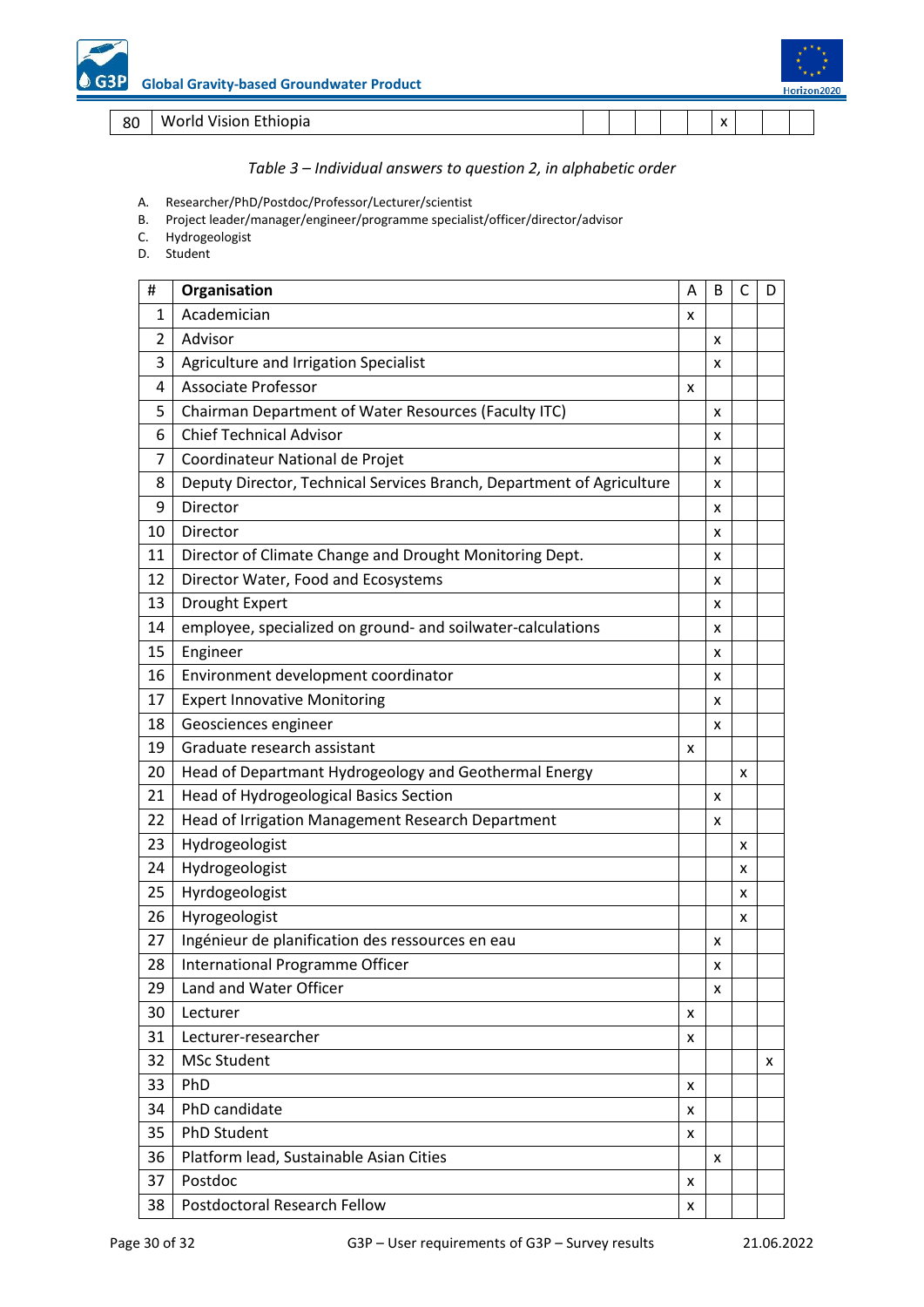| 80 | World Vision Ethiopia | | | | | | x | | | |
|---|---|---|---|---|---|---|---|---|---|---|

*Table 3 – Individual answers to question 2, in alphabetic order*

A. Researcher/PhD/Postdoc/Professor/Lecturer/scientist
B. Project leader/manager/engineer/programme specialist/officer/director/advisor
C. Hydrogeologist
D. Student

| # | Organisation | A | B | C | D |
|---|---|---|---|---|---|
| 1 | Academician | x | | | |
| 2 | Advisor | | x | | |
| 3 | Agriculture and Irrigation Specialist | | x | | |
| 4 | Associate Professor | x | | | |
| 5 | Chairman Department of Water Resources (Faculty ITC) | | x | | |
| 6 | Chief Technical Advisor | | x | | |
| 7 | Coordinateur National de Projet | | x | | |
| 8 | Deputy Director, Technical Services Branch, Department of Agriculture | | x | | |
| 9 | Director | | x | | |
| 10 | Director | | x | | |
| 11 | Director of Climate Change and Drought Monitoring Dept. | | x | | |
| 12 | Director Water, Food and Ecosystems | | x | | |
| 13 | Drought Expert | | x | | |
| 14 | employee, specialized on ground- and soilwater-calculations | | x | | |
| 15 | Engineer | | x | | |
| 16 | Environment development coordinator | | x | | |
| 17 | Expert Innovative Monitoring | | x | | |
| 18 | Geosciences engineer | | x | | |
| 19 | Graduate research assistant | x | | | |
| 20 | Head of Departmant Hydrogeology and Geothermal Energy | | | x | |
| 21 | Head of Hydrogeological Basics Section | | x | | |
| 22 | Head of Irrigation Management Research Department | | x | | |
| 23 | Hydrogeologist | | | x | |
| 24 | Hydrogeologist | | | x | |
| 25 | Hyrdogeologist | | | x | |
| 26 | Hyrogeologist | | | x | |
| 27 | Ingénieur de planification des ressources en eau | | x | | |
| 28 | International Programme Officer | | x | | |
| 29 | Land and Water Officer | | x | | |
| 30 | Lecturer | x | | | |
| 31 | Lecturer-researcher | x | | | |
| 32 | MSc Student | | | | x |
| 33 | PhD | x | | | |
| 34 | PhD candidate | x | | | |
| 35 | PhD Student | x | | | |
| 36 | Platform lead, Sustainable Asian Cities | | x | | |
| 37 | Postdoc | x | | | |
| 38 | Postdoctoral Research Fellow | x | | | |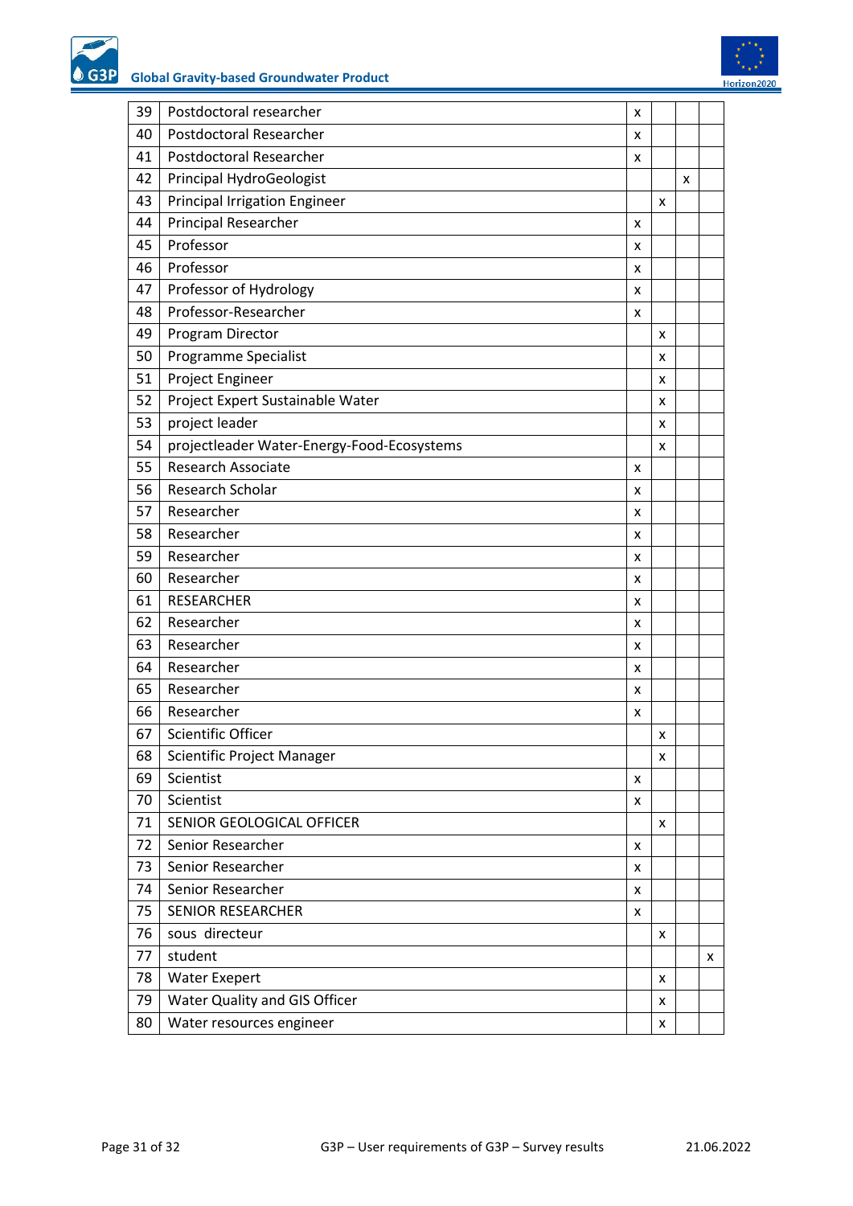| | | | | | |
|---|---|---|---|---|---|
| 39 | Postdoctoral researcher | x | | | |
| 40 | Postdoctoral Researcher | x | | | |
| 41 | Postdoctoral Researcher | x | | | |
| 42 | Principal HydroGeologist | | | x | |
| 43 | Principal Irrigation Engineer | | x | | |
| 44 | Principal Researcher | x | | | |
| 45 | Professor | x | | | |
| 46 | Professor | x | | | |
| 47 | Professor of Hydrology | x | | | |
| 48 | Professor-Researcher | x | | | |
| 49 | Program Director | | x | | |
| 50 | Programme Specialist | | x | | |
| 51 | Project Engineer | | x | | |
| 52 | Project Expert Sustainable Water | | x | | |
| 53 | project leader | | x | | |
| 54 | projectleader Water-Energy-Food-Ecosystems | | x | | |
| 55 | Research Associate | x | | | |
| 56 | Research Scholar | x | | | |
| 57 | Researcher | x | | | |
| 58 | Researcher | x | | | |
| 59 | Researcher | x | | | |
| 60 | Researcher | x | | | |
| 61 | RESEARCHER | x | | | |
| 62 | Researcher | x | | | |
| 63 | Researcher | x | | | |
| 64 | Researcher | x | | | |
| 65 | Researcher | x | | | |
| 66 | Researcher | x | | | |
| 67 | Scientific Officer | | x | | |
| 68 | Scientific Project Manager | | x | | |
| 69 | Scientist | x | | | |
| 70 | Scientist | x | | | |
| 71 | SENIOR GEOLOGICAL OFFICER | | x | | |
| 72 | Senior Researcher | x | | | |
| 73 | Senior Researcher | x | | | |
| 74 | Senior Researcher | x | | | |
| 75 | SENIOR RESEARCHER | x | | | |
| 76 | sous directeur | | x | | |
| 77 | student | | | | x |
| 78 | Water Exepert | | x | | |
| 79 | Water Quality and GIS Officer | | x | | |
| 80 | Water resources engineer | | x | | |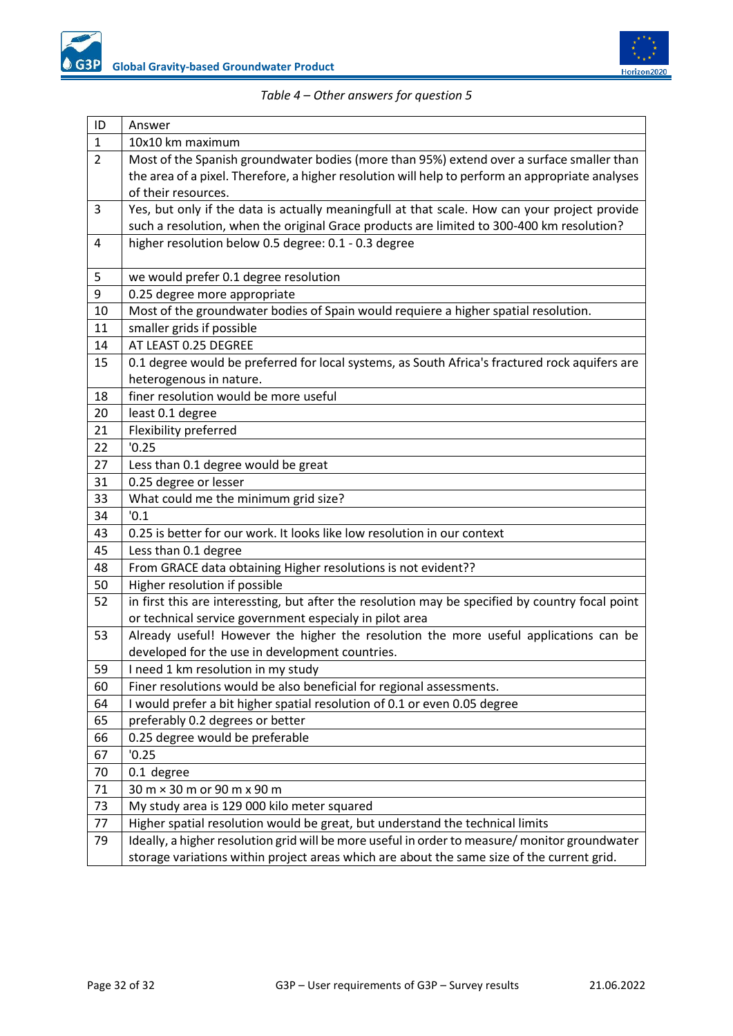*Table 4 – Other answers for question 5*

| ID | Answer |
|---|---|
| 1 | 10x10 km maximum |
| 2 | Most of the Spanish groundwater bodies (more than 95%) extend over a surface smaller than the area of a pixel. Therefore, a higher resolution will help to perform an appropriate analyses of their resources. |
| 3 | Yes, but only if the data is actually meaningfull at that scale. How can your project provide such a resolution, when the original Grace products are limited to 300-400 km resolution? |
| 4 | higher resolution below 0.5 degree: 0.1 - 0.3 degree |
| 5 | we would prefer 0.1 degree resolution |
| 9 | 0.25 degree more appropriate |
| 10 | Most of the groundwater bodies of Spain would requiere a higher spatial resolution. |
| 11 | smaller grids if possible |
| 14 | AT LEAST 0.25 DEGREE |
| 15 | 0.1 degree would be preferred for local systems, as South Africa's fractured rock aquifers are heterogenous in nature. |
| 18 | finer resolution would be more useful |
| 20 | least 0.1 degree |
| 21 | Flexibility preferred |
| 22 | '0.25 |
| 27 | Less than 0.1 degree would be great |
| 31 | 0.25 degree or lesser |
| 33 | What could me the minimum grid size? |
| 34 | '0.1 |
| 43 | 0.25 is better for our work. It looks like low resolution in our context |
| 45 | Less than 0.1 degree |
| 48 | From GRACE data obtaining Higher resolutions is not evident?? |
| 50 | Higher resolution if possible |
| 52 | in first this are interessting, but after the resolution may be specified by country focal point or technical service government especialy in pilot area |
| 53 | Already useful! However the higher the resolution the more useful applications can be developed for the use in development countries. |
| 59 | I need 1 km resolution in my study |
| 60 | Finer resolutions would be also beneficial for regional assessments. |
| 64 | I would prefer a bit higher spatial resolution of 0.1 or even 0.05 degree |
| 65 | preferably 0.2 degrees or better |
| 66 | 0.25 degree would be preferable |
| 67 | '0.25 |
| 70 | 0.1 degree |
| 71 | 30 m × 30 m or 90 m x 90 m |
| 73 | My study area is 129 000 kilo meter squared |
| 77 | Higher spatial resolution would be great, but understand the technical limits |
| 79 | Ideally, a higher resolution grid will be more useful in order to measure/ monitor groundwater storage variations within project areas which are about the same size of the current grid. |